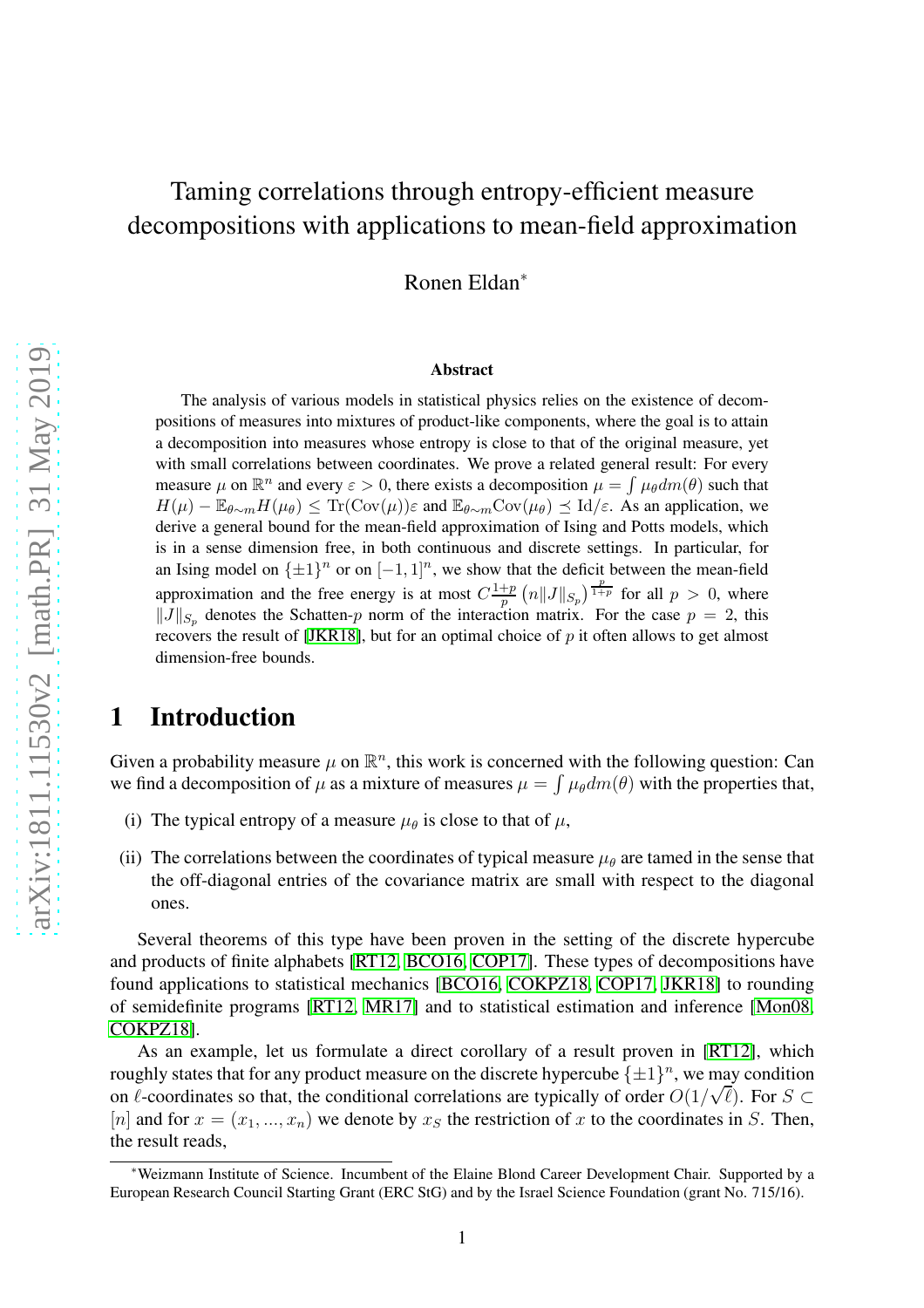# Taming correlations through entropy-efficient measure decompositions with applications to mean-field approximation

Ronen Eldan*

### Abstract

The analysis of various models in statistical physics relies on the existence of decompositions of measures into mixtures of product-like components, where the goal is to attain a decomposition into measures whose entropy is close to that of the original measure, yet with small correlations between coordinates. We prove a related general result: For every measure $\mu$ on $\mathbb{R}^n$ and every $\varepsilon > 0$, there exists a decomposition $\mu = \int \mu_\theta dm(\theta)$ such that $H(\mu) - \mathbb{E}_{\theta \sim m} H(\mu_\theta) \leq \mathrm{Tr}(\mathrm{Cov}(\mu))\varepsilon$ and $\mathbb{E}_{\theta \sim m} \mathrm{Cov}(\mu_\theta) \preceq \mathrm{Id}/\varepsilon$. As an application, we derive a general bound for the mean-field approximation of Ising and Potts models, which is in a sense dimension free, in both continuous and discrete settings. In particular, for an Ising model on $\{\pm 1\}^n$ or on $[-1,1]^n$, we show that the deficit between the mean-field approximation and the free energy is at most $C\frac{1+p}{p}\left(n\|J\|_{S_p}\right)^{\frac{p}{1+p}}$ for all $p > 0$, where $\|J\|_{S_p}$ denotes the Schatten-$p$ norm of the interaction matrix. For the case $p = 2$, this recovers the result of [JKR18], but for an optimal choice of $p$ it often allows to get almost dimension-free bounds.

## 1 Introduction

Given a probability measure $\mu$ on $\mathbb{R}^n$, this work is concerned with the following question: Can we find a decomposition of $\mu$ as a mixture of measures $\mu = \int \mu_\theta dm(\theta)$ with the properties that,

(i) The typical entropy of a measure $\mu_\theta$ is close to that of $\mu$,

(ii) The correlations between the coordinates of typical measure $\mu_\theta$ are tamed in the sense that the off-diagonal entries of the covariance matrix are small with respect to the diagonal ones.

Several theorems of this type have been proven in the setting of the discrete hypercube and products of finite alphabets [RT12, BCO16, COP17]. These types of decompositions have found applications to statistical mechanics [BCO16, COKPZ18, COP17, JKR18] to rounding of semidefinite programs [RT12, MR17] and to statistical estimation and inference [Mon08, COKPZ18].

As an example, let us formulate a direct corollary of a result proven in [RT12], which roughly states that for any product measure on the discrete hypercube $\{\pm 1\}^n$, we may condition on $\ell$-coordinates so that, the conditional correlations are typically of order $O(1/\sqrt{\ell})$. For $S \subset [n]$ and for $x = (x_1, ..., x_n)$ we denote by $x_S$ the restriction of $x$ to the coordinates in $S$. Then, the result reads,

*Weizmann Institute of Science. Incumbent of the Elaine Blond Career Development Chair. Supported by a European Research Council Starting Grant (ERC StG) and by the Israel Science Foundation (grant No. 715/16).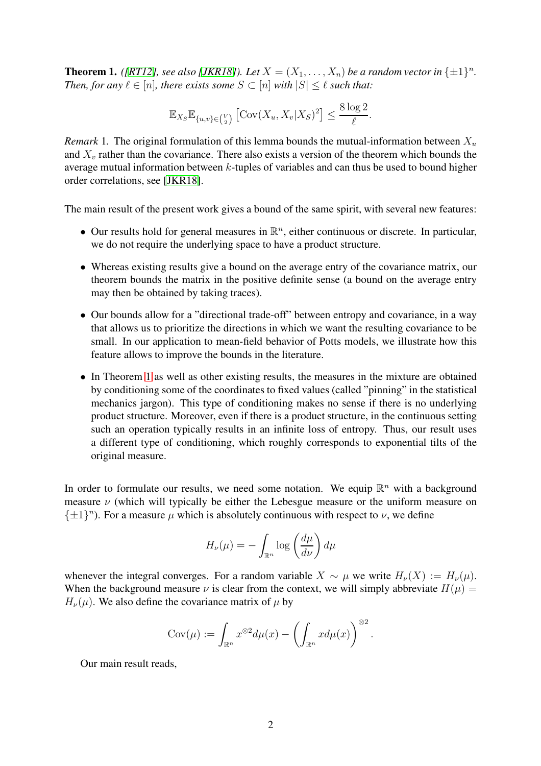**Theorem 1.** *([RT12], see also [JKR18]). Let $X = (X_1, \dots, X_n)$ be a random vector in $\{\pm 1\}^n$. Then, for any $\ell \in [n]$, there exists some $S \subset [n]$ with $|S| \leq \ell$ such that:*

$$\mathbb{E}_{X_S} \mathbb{E}_{\{u,v\} \in \binom{V}{2}} \left[ \mathrm{Cov}(X_u, X_v | X_S)^2 \right] \leq \frac{8 \log 2}{\ell}.$$

*Remark* 1. The original formulation of this lemma bounds the mutual-information between $X_u$ and $X_v$ rather than the covariance. There also exists a version of the theorem which bounds the average mutual information between $k$-tuples of variables and can thus be used to bound higher order correlations, see [JKR18].

The main result of the present work gives a bound of the same spirit, with several new features:

- Our results hold for general measures in $\mathbb{R}^n$, either continuous or discrete. In particular, we do not require the underlying space to have a product structure.
- Whereas existing results give a bound on the average entry of the covariance matrix, our theorem bounds the matrix in the positive definite sense (a bound on the average entry may then be obtained by taking traces).
- Our bounds allow for a "directional trade-off" between entropy and covariance, in a way that allows us to prioritize the directions in which we want the resulting covariance to be small. In our application to mean-field behavior of Potts models, we illustrate how this feature allows to improve the bounds in the literature.
- In Theorem 1 as well as other existing results, the measures in the mixture are obtained by conditioning some of the coordinates to fixed values (called "pinning" in the statistical mechanics jargon). This type of conditioning makes no sense if there is no underlying product structure. Moreover, even if there is a product structure, in the continuous setting such an operation typically results in an infinite loss of entropy. Thus, our result uses a different type of conditioning, which roughly corresponds to exponential tilts of the original measure.

In order to formulate our results, we need some notation. We equip $\mathbb{R}^n$ with a background measure $\nu$ (which will typically be either the Lebesgue measure or the uniform measure on $\{\pm 1\}^n$). For a measure $\mu$ which is absolutely continuous with respect to $\nu$, we define

$$H_\nu(\mu) = -\int_{\mathbb{R}^n} \log \left( \frac{d\mu}{d\nu} \right) d\mu$$

whenever the integral converges. For a random variable $X \sim \mu$ we write $H_\nu(X) := H_\nu(\mu)$. When the background measure $\nu$ is clear from the context, we will simply abbreviate $H(\mu) = H_\nu(\mu)$. We also define the covariance matrix of $\mu$ by

$$\mathrm{Cov}(\mu) := \int_{\mathbb{R}^n} x^{\otimes 2} d\mu(x) - \left( \int_{\mathbb{R}^n} x d\mu(x) \right)^{\otimes 2}.$$

Our main result reads,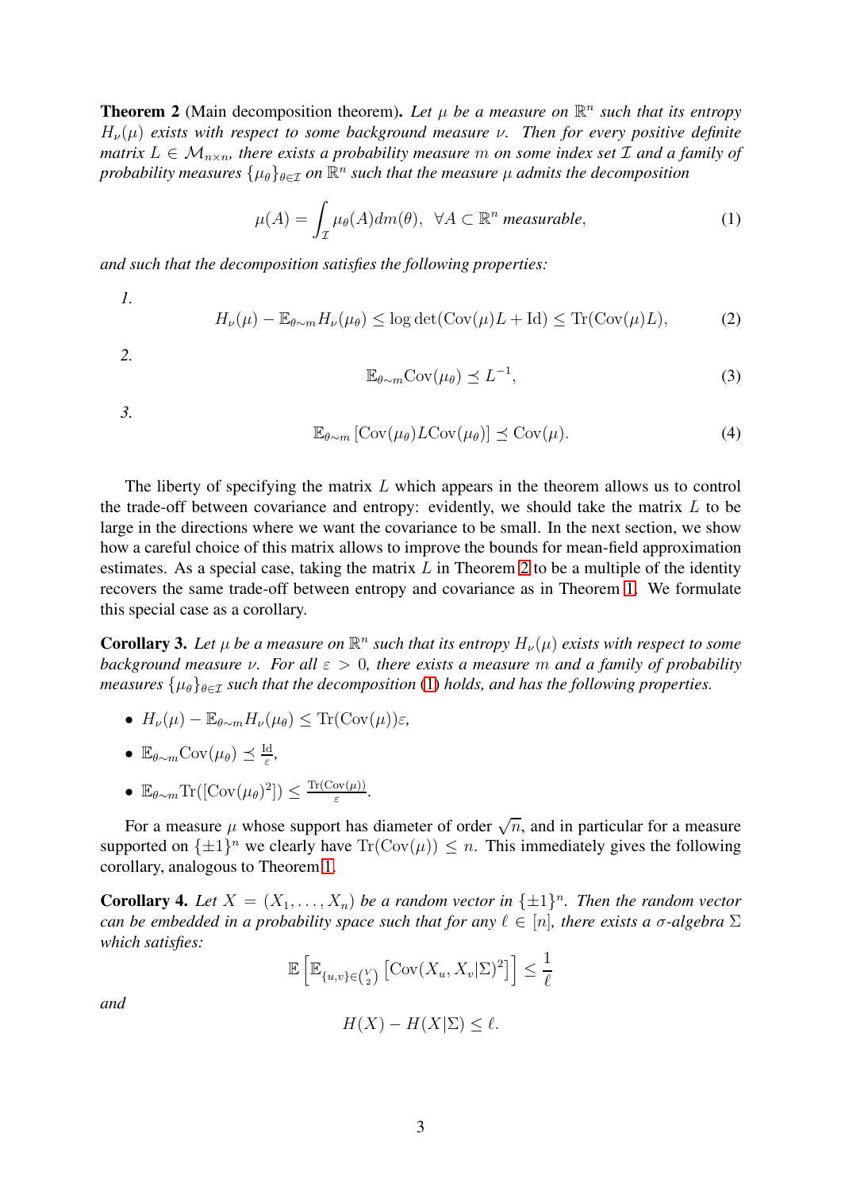**Theorem 2** (Main decomposition theorem)**.** *Let $\mu$ be a measure on $\mathbb{R}^n$ such that its entropy $H_\nu(\mu)$ exists with respect to some background measure $\nu$. Then for every positive definite matrix $L \in \mathcal{M}_{n\times n}$, there exists a probability measure $m$ on some index set $\mathcal{I}$ and a family of probability measures $\{\mu_\theta\}_{\theta\in\mathcal{I}}$ on $\mathbb{R}^n$ such that the measure $\mu$ admits the decomposition*

$$\mu(A) = \int_{\mathcal{I}} \mu_\theta(A) dm(\theta), \ \ \forall A \subset \mathbb{R}^n \text{ measurable}, \tag{1}$$

*and such that the decomposition satisfies the following properties:*

*1.*
$$H_\nu(\mu) - \mathbb{E}_{\theta\sim m} H_\nu(\mu_\theta) \leq \log\det(\mathrm{Cov}(\mu)L + \mathrm{Id}) \leq \mathrm{Tr}(\mathrm{Cov}(\mu)L), \tag{2}$$

*2.*
$$\mathbb{E}_{\theta\sim m}\mathrm{Cov}(\mu_\theta) \preceq L^{-1}, \tag{3}$$

*3.*
$$\mathbb{E}_{\theta\sim m}\left[\mathrm{Cov}(\mu_\theta) L \mathrm{Cov}(\mu_\theta)\right] \preceq \mathrm{Cov}(\mu). \tag{4}$$

The liberty of specifying the matrix $L$ which appears in the theorem allows us to control the trade-off between covariance and entropy: evidently, we should take the matrix $L$ to be large in the directions where we want the covariance to be small. In the next section, we show how a careful choice of this matrix allows to improve the bounds for mean-field approximation estimates. As a special case, taking the matrix $L$ in Theorem 2 to be a multiple of the identity recovers the same trade-off between entropy and covariance as in Theorem 1. We formulate this special case as a corollary.

**Corollary 3.** *Let $\mu$ be a measure on $\mathbb{R}^n$ such that its entropy $H_\nu(\mu)$ exists with respect to some background measure $\nu$. For all $\varepsilon > 0$, there exists a measure $m$ and a family of probability measures $\{\mu_\theta\}_{\theta\in\mathcal{I}}$ such that the decomposition (1) holds, and has the following properties.*

- $H_\nu(\mu) - \mathbb{E}_{\theta\sim m} H_\nu(\mu_\theta) \leq \mathrm{Tr}(\mathrm{Cov}(\mu))\varepsilon$,
- $\mathbb{E}_{\theta\sim m}\mathrm{Cov}(\mu_\theta) \preceq \frac{\mathrm{Id}}{\varepsilon}$,
- $\mathbb{E}_{\theta\sim m}\mathrm{Tr}([\mathrm{Cov}(\mu_\theta)^2]) \leq \frac{\mathrm{Tr}(\mathrm{Cov}(\mu))}{\varepsilon}$.

For a measure $\mu$ whose support has diameter of order $\sqrt{n}$, and in particular for a measure supported on $\{\pm 1\}^n$ we clearly have $\mathrm{Tr}(\mathrm{Cov}(\mu)) \leq n$. This immediately gives the following corollary, analogous to Theorem 1.

**Corollary 4.** *Let $X = (X_1, \dots, X_n)$ be a random vector in $\{\pm 1\}^n$. Then the random vector can be embedded in a probability space such that for any $\ell \in [n]$, there exists a $\sigma$-algebra $\Sigma$ which satisfies:*

$$\mathbb{E}\left[\mathbb{E}_{\{u,v\}\in\binom{V}{2}}\left[\mathrm{Cov}(X_u, X_v|\Sigma)^2\right]\right] \leq \frac{1}{\ell}$$

*and*

$$H(X) - H(X|\Sigma) \leq \ell.$$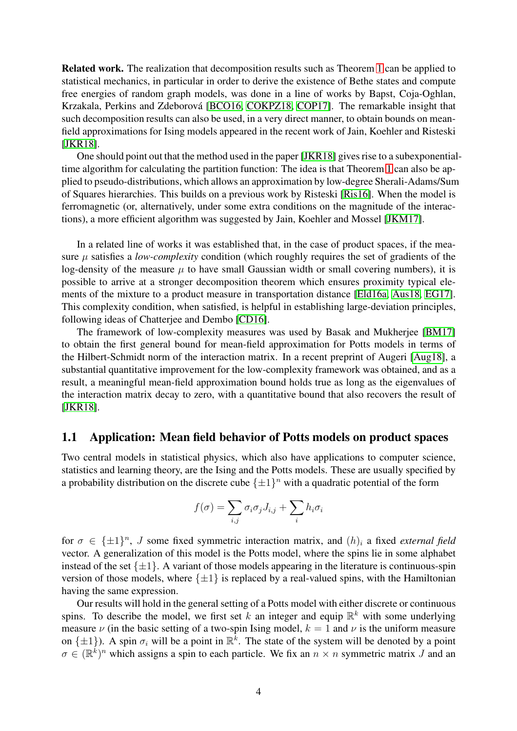**Related work.** The realization that decomposition results such as Theorem 1 can be applied to statistical mechanics, in particular in order to derive the existence of Bethe states and compute free energies of random graph models, was done in a line of works by Bapst, Coja-Oghlan, Krzakala, Perkins and Zdeborová [BCO16, COKPZ18, COP17]. The remarkable insight that such decomposition results can also be used, in a very direct manner, to obtain bounds on mean-field approximations for Ising models appeared in the recent work of Jain, Koehler and Risteski [JKR18].

One should point out that the method used in the paper [JKR18] gives rise to a subexponential-time algorithm for calculating the partition function: The idea is that Theorem 1 can also be applied to pseudo-distributions, which allows an approximation by low-degree Sherali-Adams/Sum of Squares hierarchies. This builds on a previous work by Risteski [Ris16]. When the model is ferromagnetic (or, alternatively, under some extra conditions on the magnitude of the interactions), a more efficient algorithm was suggested by Jain, Koehler and Mossel [JKM17].

In a related line of works it was established that, in the case of product spaces, if the measure $\mu$ satisfies a *low-complexity* condition (which roughly requires the set of gradients of the log-density of the measure $\mu$ to have small Gaussian width or small covering numbers), it is possible to arrive at a stronger decomposition theorem which ensures proximity typical elements of the mixture to a product measure in transportation distance [Eld16a, Aus18, EG17]. This complexity condition, when satisfied, is helpful in establishing large-deviation principles, following ideas of Chatterjee and Dembo [CD16].

The framework of low-complexity measures was used by Basak and Mukherjee [BM17] to obtain the first general bound for mean-field approximation for Potts models in terms of the Hilbert-Schmidt norm of the interaction matrix. In a recent preprint of Augeri [Aug18], a substantial quantitative improvement for the low-complexity framework was obtained, and as a result, a meaningful mean-field approximation bound holds true as long as the eigenvalues of the interaction matrix decay to zero, with a quantitative bound that also recovers the result of [JKR18].

## 1.1 Application: Mean field behavior of Potts models on product spaces

Two central models in statistical physics, which also have applications to computer science, statistics and learning theory, are the Ising and the Potts models. These are usually specified by a probability distribution on the discrete cube $\{\pm 1\}^n$ with a quadratic potential of the form

$$f(\sigma) = \sum_{i,j} \sigma_i \sigma_j J_{i,j} + \sum_i h_i \sigma_i$$

for $\sigma \in \{\pm 1\}^n$, $J$ some fixed symmetric interaction matrix, and $(h)_i$ a fixed *external field* vector. A generalization of this model is the Potts model, where the spins lie in some alphabet instead of the set $\{\pm 1\}$. A variant of those models appearing in the literature is continuous-spin version of those models, where $\{\pm 1\}$ is replaced by a real-valued spins, with the Hamiltonian having the same expression.

Our results will hold in the general setting of a Potts model with either discrete or continuous spins. To describe the model, we first set $k$ an integer and equip $\mathbb{R}^k$ with some underlying measure $\nu$ (in the basic setting of a two-spin Ising model, $k = 1$ and $\nu$ is the uniform measure on $\{\pm 1\}$). A spin $\sigma_i$ will be a point in $\mathbb{R}^k$. The state of the system will be denoted by a point $\sigma \in (\mathbb{R}^k)^n$ which assigns a spin to each particle. We fix an $n \times n$ symmetric matrix $J$ and an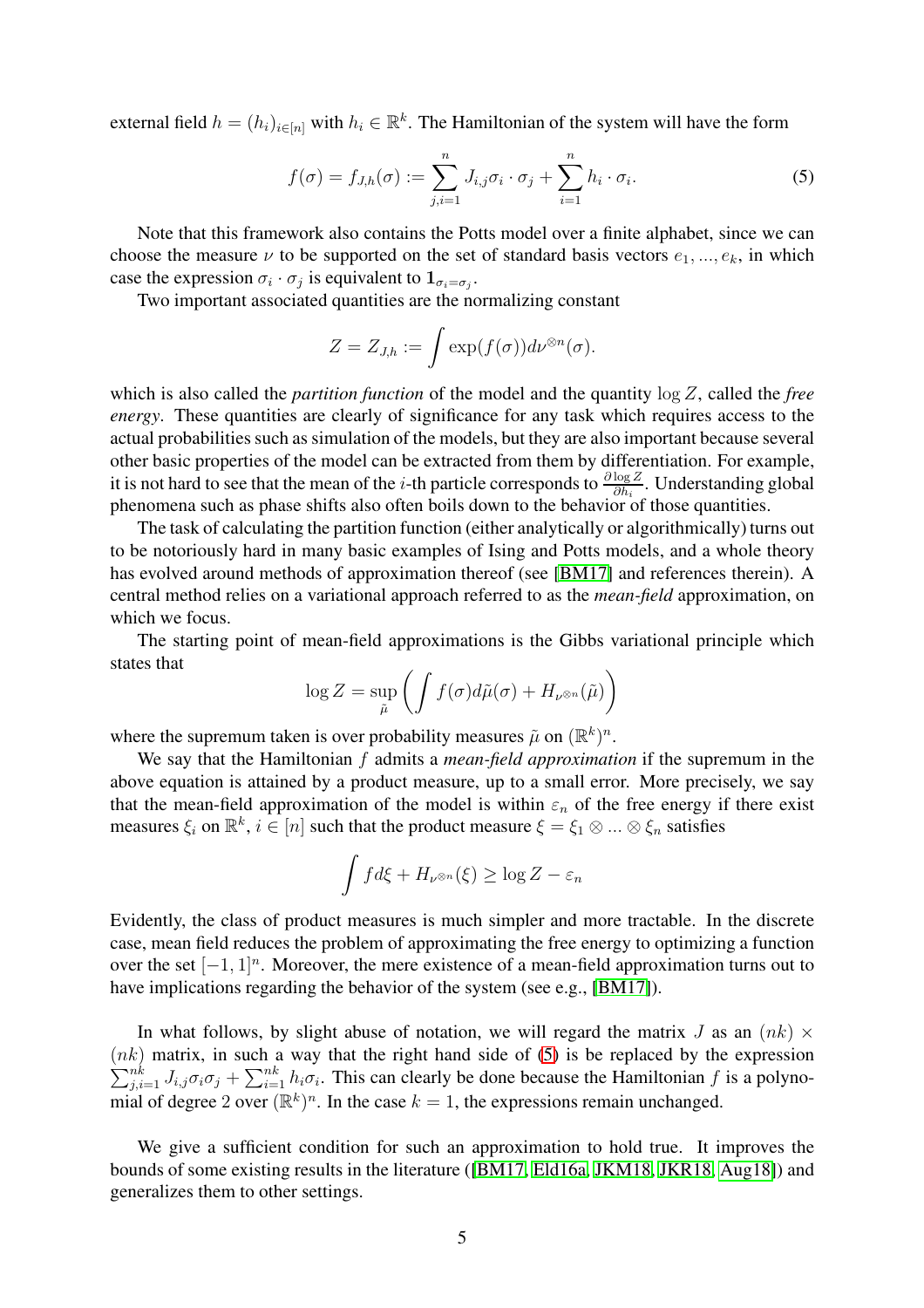external field $h = (h_i)_{i \in [n]}$ with $h_i \in \mathbb{R}^k$. The Hamiltonian of the system will have the form

$$f(\sigma) = f_{J,h}(\sigma) := \sum_{j,i=1}^{n} J_{i,j} \sigma_i \cdot \sigma_j + \sum_{i=1}^{n} h_i \cdot \sigma_i. \tag{5}$$

Note that this framework also contains the Potts model over a finite alphabet, since we can choose the measure $\nu$ to be supported on the set of standard basis vectors $e_1, ..., e_k$, in which case the expression $\sigma_i \cdot \sigma_j$ is equivalent to $\mathbf{1}_{\sigma_i = \sigma_j}$.

Two important associated quantities are the normalizing constant

$$Z = Z_{J,h} := \int \exp(f(\sigma)) d\nu^{\otimes n}(\sigma).$$

which is also called the *partition function* of the model and the quantity $\log Z$, called the *free energy*. These quantities are clearly of significance for any task which requires access to the actual probabilities such as simulation of the models, but they are also important because several other basic properties of the model can be extracted from them by differentiation. For example, it is not hard to see that the mean of the $i$-th particle corresponds to $\frac{\partial \log Z}{\partial h_i}$. Understanding global phenomena such as phase shifts also often boils down to the behavior of those quantities.

The task of calculating the partition function (either analytically or algorithmically) turns out to be notoriously hard in many basic examples of Ising and Potts models, and a whole theory has evolved around methods of approximation thereof (see [BM17] and references therein). A central method relies on a variational approach referred to as the *mean-field* approximation, on which we focus.

The starting point of mean-field approximations is the Gibbs variational principle which states that

$$\log Z = \sup_{\tilde{\mu}} \left( \int f(\sigma) d\tilde{\mu}(\sigma) + H_{\nu^{\otimes n}}(\tilde{\mu}) \right)$$

where the supremum taken is over probability measures $\tilde{\mu}$ on $(\mathbb{R}^k)^n$.

We say that the Hamiltonian $f$ admits a *mean-field approximation* if the supremum in the above equation is attained by a product measure, up to a small error. More precisely, we say that the mean-field approximation of the model is within $\varepsilon_n$ of the free energy if there exist measures $\xi_i$ on $\mathbb{R}^k$, $i \in [n]$ such that the product measure $\xi = \xi_1 \otimes ... \otimes \xi_n$ satisfies

$$\int f d\xi + H_{\nu^{\otimes n}}(\xi) \geq \log Z - \varepsilon_n$$

Evidently, the class of product measures is much simpler and more tractable. In the discrete case, mean field reduces the problem of approximating the free energy to optimizing a function over the set $[-1, 1]^n$. Moreover, the mere existence of a mean-field approximation turns out to have implications regarding the behavior of the system (see e.g., [BM17]).

In what follows, by slight abuse of notation, we will regard the matrix $J$ as an $(nk) \times (nk)$ matrix, in such a way that the right hand side of (5) is be replaced by the expression $\sum_{j,i=1}^{nk} J_{i,j} \sigma_i \sigma_j + \sum_{i=1}^{nk} h_i \sigma_i$. This can clearly be done because the Hamiltonian $f$ is a polynomial of degree 2 over $(\mathbb{R}^k)^n$. In the case $k = 1$, the expressions remain unchanged.

We give a sufficient condition for such an approximation to hold true. It improves the bounds of some existing results in the literature ([BM17, Eld16a, JKM18, JKR18, Aug18]) and generalizes them to other settings.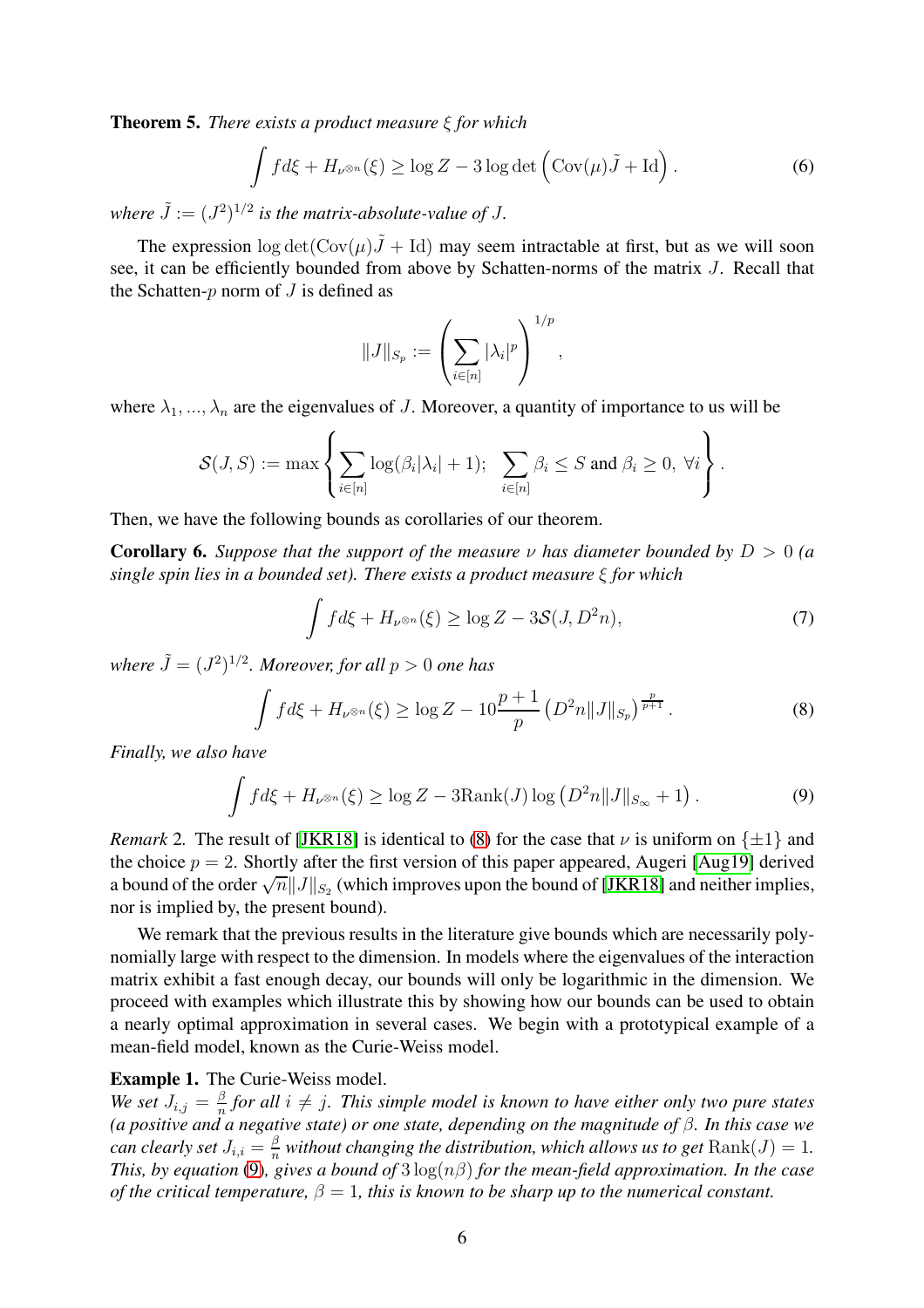**Theorem 5.** *There exists a product measure $\xi$ for which*

$$\int f d\xi + H_{\nu^{\otimes n}}(\xi) \geq \log Z - 3 \log \det \left( \mathrm{Cov}(\mu) \tilde{J} + \mathrm{Id} \right). \tag{6}$$

*where $\tilde{J} := (J^2)^{1/2}$ is the matrix-absolute-value of $J$.*

The expression $\log \det(\mathrm{Cov}(\mu)\tilde{J} + \mathrm{Id})$ may seem intractable at first, but as we will soon see, it can be efficiently bounded from above by Schatten-norms of the matrix $J$. Recall that the Schatten-$p$ norm of $J$ is defined as

$$\|J\|_{S_p} := \left( \sum_{i \in [n]} |\lambda_i|^p \right)^{1/p},$$

where $\lambda_1, ..., \lambda_n$ are the eigenvalues of $J$. Moreover, a quantity of importance to us will be

$$\mathcal{S}(J, S) := \max \left\{ \sum_{i \in [n]} \log(\beta_i |\lambda_i| + 1); \ \sum_{i \in [n]} \beta_i \leq S \text{ and } \beta_i \geq 0, \ \forall i \right\}.$$

Then, we have the following bounds as corollaries of our theorem.

**Corollary 6.** *Suppose that the support of the measure $\nu$ has diameter bounded by $D > 0$ (a single spin lies in a bounded set). There exists a product measure $\xi$ for which*

$$\int f d\xi + H_{\nu^{\otimes n}}(\xi) \geq \log Z - 3\mathcal{S}(J, D^2 n), \tag{7}$$

*where $\tilde{J} = (J^2)^{1/2}$. Moreover, for all $p > 0$ one has*

$$\int f d\xi + H_{\nu^{\otimes n}}(\xi) \geq \log Z - 10 \frac{p+1}{p} \left( D^2 n \|J\|_{S_p} \right)^{\frac{p}{p+1}}. \tag{8}$$

*Finally, we also have*

$$\int f d\xi + H_{\nu^{\otimes n}}(\xi) \geq \log Z - 3 \mathrm{Rank}(J) \log \left( D^2 n \|J\|_{S_\infty} + 1 \right). \tag{9}$$

*Remark* 2. The result of [JKR18] is identical to (8) for the case that $\nu$ is uniform on $\{\pm 1\}$ and the choice $p = 2$. Shortly after the first version of this paper appeared, Augeri [Aug19] derived a bound of the order $\sqrt{n}\|J\|_{S_2}$ (which improves upon the bound of [JKR18] and neither implies, nor is implied by, the present bound).

We remark that the previous results in the literature give bounds which are necessarily polynomially large with respect to the dimension. In models where the eigenvalues of the interaction matrix exhibit a fast enough decay, our bounds will only be logarithmic in the dimension. We proceed with examples which illustrate this by showing how our bounds can be used to obtain a nearly optimal approximation in several cases. We begin with a prototypical example of a mean-field model, known as the Curie-Weiss model.

**Example 1.** The Curie-Weiss model.
*We set $J_{i,j} = \frac{\beta}{n}$ for all $i \neq j$. This simple model is known to have either only two pure states (a positive and a negative state) or one state, depending on the magnitude of $\beta$. In this case we can clearly set $J_{i,i} = \frac{\beta}{n}$ without changing the distribution, which allows us to get $\mathrm{Rank}(J) = 1$. This, by equation (9), gives a bound of $3\log(n\beta)$ for the mean-field approximation. In the case of the critical temperature, $\beta = 1$, this is known to be sharp up to the numerical constant.*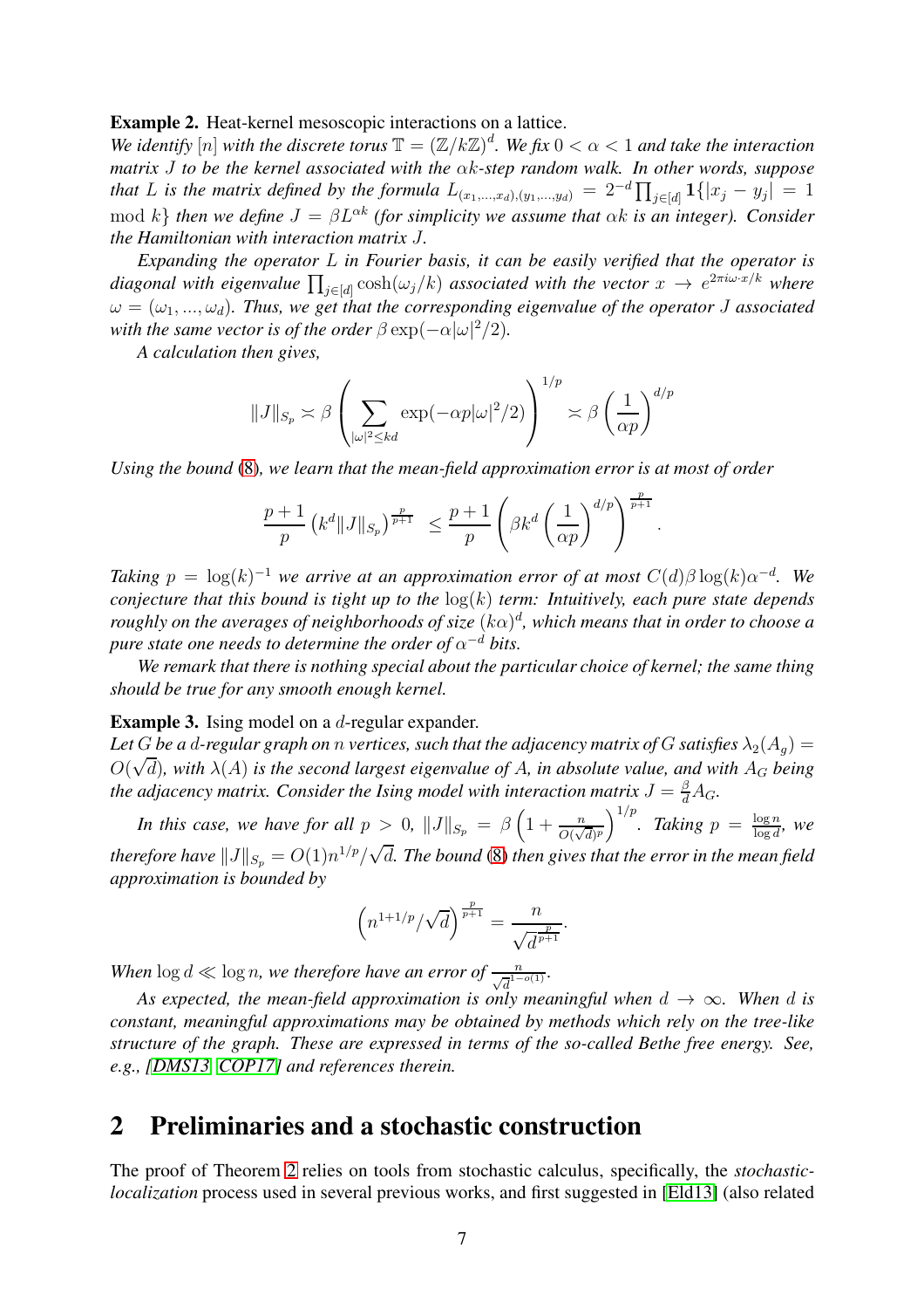**Example 2.** Heat-kernel mesoscopic interactions on a lattice.
*We identify $[n]$ with the discrete torus $\mathbb{T} = (\mathbb{Z}/k\mathbb{Z})^d$. We fix $0 < \alpha < 1$ and take the interaction matrix $J$ to be the kernel associated with the $\alpha k$-step random walk. In other words, suppose that $L$ is the matrix defined by the formula $L_{(x_1,\ldots,x_d),(y_1,\ldots,y_d)} = 2^{-d} \prod_{j\in[d]} \mathbf{1}\{|x_j - y_j| = 1 \mod k\}$ then we define $J = \beta L^{\alpha k}$ (for simplicity we assume that $\alpha k$ is an integer). Consider the Hamiltonian with interaction matrix $J$.*

*Expanding the operator $L$ in Fourier basis, it can be easily verified that the operator is diagonal with eigenvalue $\prod_{j\in[d]} \cosh(\omega_j/k)$ associated with the vector $x \to e^{2\pi i\omega\cdot x/k}$ where $\omega = (\omega_1, \ldots, \omega_d)$. Thus, we get that the corresponding eigenvalue of the operator $J$ associated with the same vector is of the order $\beta \exp(-\alpha|\omega|^2/2)$.*

*A calculation then gives,*

$$\|J\|_{S_p} \asymp \beta \left( \sum_{|\omega|^2 \le kd} \exp(-\alpha p|\omega|^2/2) \right)^{1/p} \asymp \beta \left(\frac{1}{\alpha p}\right)^{d/p}$$

*Using the bound (8), we learn that the mean-field approximation error is at most of order*

$$\frac{p+1}{p} \left(k^d \|J\|_{S_p}\right)^{\frac{p}{p+1}} \le \frac{p+1}{p} \left( \beta k^d \left(\frac{1}{\alpha p}\right)^{d/p} \right)^{\frac{p}{p+1}}.$$

*Taking $p = \log(k)^{-1}$ we arrive at an approximation error of at most $C(d)\beta \log(k)\alpha^{-d}$. We conjecture that this bound is tight up to the $\log(k)$ term: Intuitively, each pure state depends roughly on the averages of neighborhoods of size $(k\alpha)^d$, which means that in order to choose a pure state one needs to determine the order of $\alpha^{-d}$ bits.*

*We remark that there is nothing special about the particular choice of kernel; the same thing should be true for any smooth enough kernel.*

**Example 3.** Ising model on a $d$-regular expander.
*Let $G$ be a $d$-regular graph on $n$ vertices, such that the adjacency matrix of $G$ satisfies $\lambda_2(A_g) = O(\sqrt{d})$, with $\lambda(A)$ is the second largest eigenvalue of $A$, in absolute value, and with $A_G$ being the adjacency matrix. Consider the Ising model with interaction matrix $J = \frac{\beta}{d} A_G$.*

*In this case, we have for all $p > 0$, $\|J\|_{S_p} = \beta \left(1 + \frac{n}{O(\sqrt{d})^p}\right)^{1/p}$. Taking $p = \frac{\log n}{\log d}$, we therefore have $\|J\|_{S_p} = O(1)n^{1/p}/\sqrt{d}$. The bound (8) then gives that the error in the mean field approximation is bounded by*

$$\left(n^{1+1/p}/\sqrt{d}\right)^{\frac{p}{p+1}} = \frac{n}{\sqrt{d}^{\frac{p}{p+1}}}.$$

*When $\log d \ll \log n$, we therefore have an error of $\frac{n}{\sqrt{d}^{1-o(1)}}$.*

*As expected, the mean-field approximation is only meaningful when $d \to \infty$. When $d$ is constant, meaningful approximations may be obtained by methods which rely on the tree-like structure of the graph. These are expressed in terms of the so-called Bethe free energy. See, e.g., [DMS13, COP17] and references therein.*

## 2 Preliminaries and a stochastic construction

The proof of Theorem 2 relies on tools from stochastic calculus, specifically, the *stochastic-localization* process used in several previous works, and first suggested in [Eld13] (also related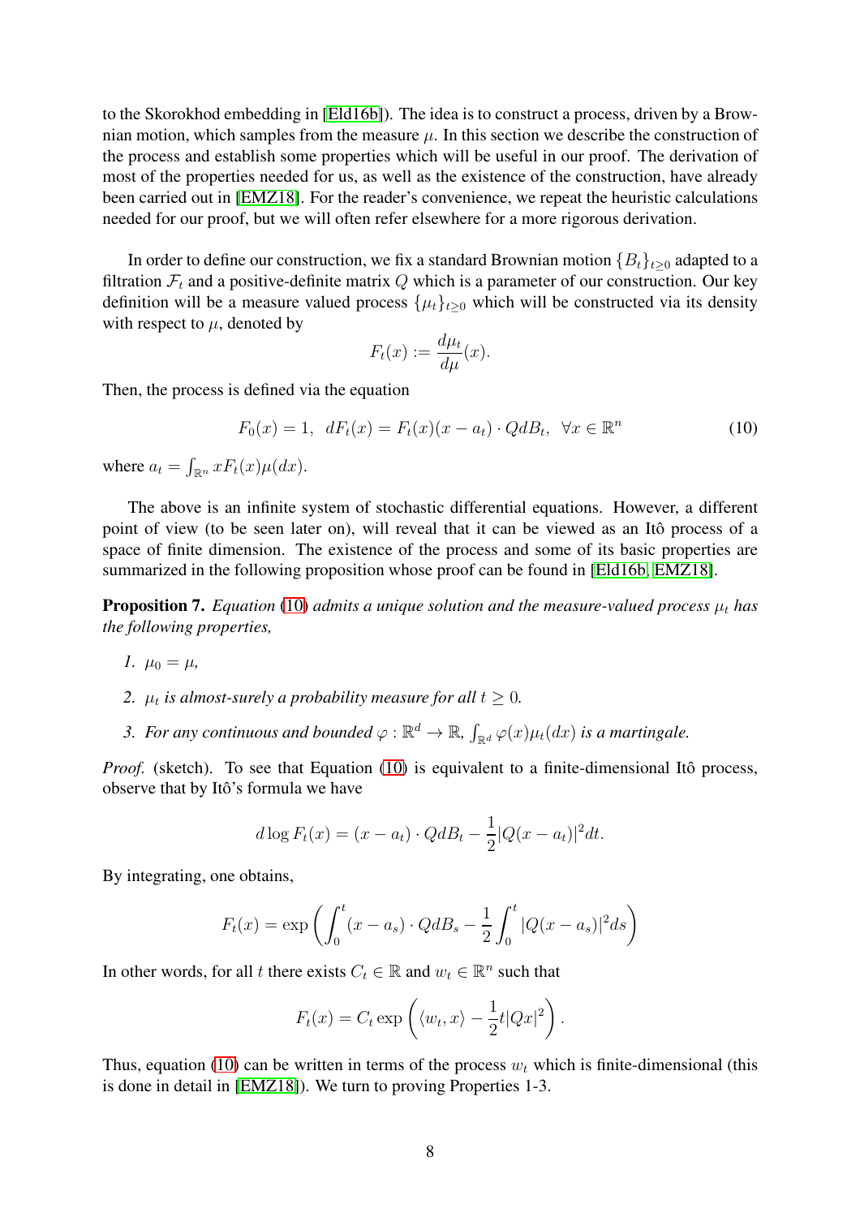to the Skorokhod embedding in [Eld16b]). The idea is to construct a process, driven by a Brownian motion, which samples from the measure $\mu$. In this section we describe the construction of the process and establish some properties which will be useful in our proof. The derivation of most of the properties needed for us, as well as the existence of the construction, have already been carried out in [EMZ18]. For the reader's convenience, we repeat the heuristic calculations needed for our proof, but we will often refer elsewhere for a more rigorous derivation.

In order to define our construction, we fix a standard Brownian motion $\{B_t\}_{t\geq 0}$ adapted to a filtration $\mathcal{F}_t$ and a positive-definite matrix $Q$ which is a parameter of our construction. Our key definition will be a measure valued process $\{\mu_t\}_{t\geq 0}$ which will be constructed via its density with respect to $\mu$, denoted by

$$F_t(x) := \frac{d\mu_t}{d\mu}(x).$$

Then, the process is defined via the equation

$$F_0(x) = 1, \;\; dF_t(x) = F_t(x)(x - a_t) \cdot QdB_t, \;\; \forall x \in \mathbb{R}^n \tag{10}$$

where $a_t = \int_{\mathbb{R}^n} xF_t(x)\mu(dx)$.

The above is an infinite system of stochastic differential equations. However, a different point of view (to be seen later on), will reveal that it can be viewed as an Itô process of a space of finite dimension. The existence of the process and some of its basic properties are summarized in the following proposition whose proof can be found in [Eld16b, EMZ18].

**Proposition 7.** *Equation* (10) *admits a unique solution and the measure-valued process $\mu_t$ has the following properties,*

1. $\mu_0 = \mu$,
2. *$\mu_t$ is almost-surely a probability measure for all $t \geq 0$.*
3. *For any continuous and bounded $\varphi : \mathbb{R}^d \to \mathbb{R}$, $\int_{\mathbb{R}^d} \varphi(x)\mu_t(dx)$ is a martingale.*

*Proof.* (sketch). To see that Equation (10) is equivalent to a finite-dimensional Itô process, observe that by Itô's formula we have

$$d\log F_t(x) = (x - a_t) \cdot QdB_t - \frac{1}{2}|Q(x - a_t)|^2 dt.$$

By integrating, one obtains,

$$F_t(x) = \exp\left(\int_0^t (x - a_s) \cdot QdB_s - \frac{1}{2}\int_0^t |Q(x - a_s)|^2 ds\right)$$

In other words, for all $t$ there exists $C_t \in \mathbb{R}$ and $w_t \in \mathbb{R}^n$ such that

$$F_t(x) = C_t \exp\left(\langle w_t, x\rangle - \frac{1}{2}t|Qx|^2\right).$$

Thus, equation (10) can be written in terms of the process $w_t$ which is finite-dimensional (this is done in detail in [EMZ18]). We turn to proving Properties 1-3.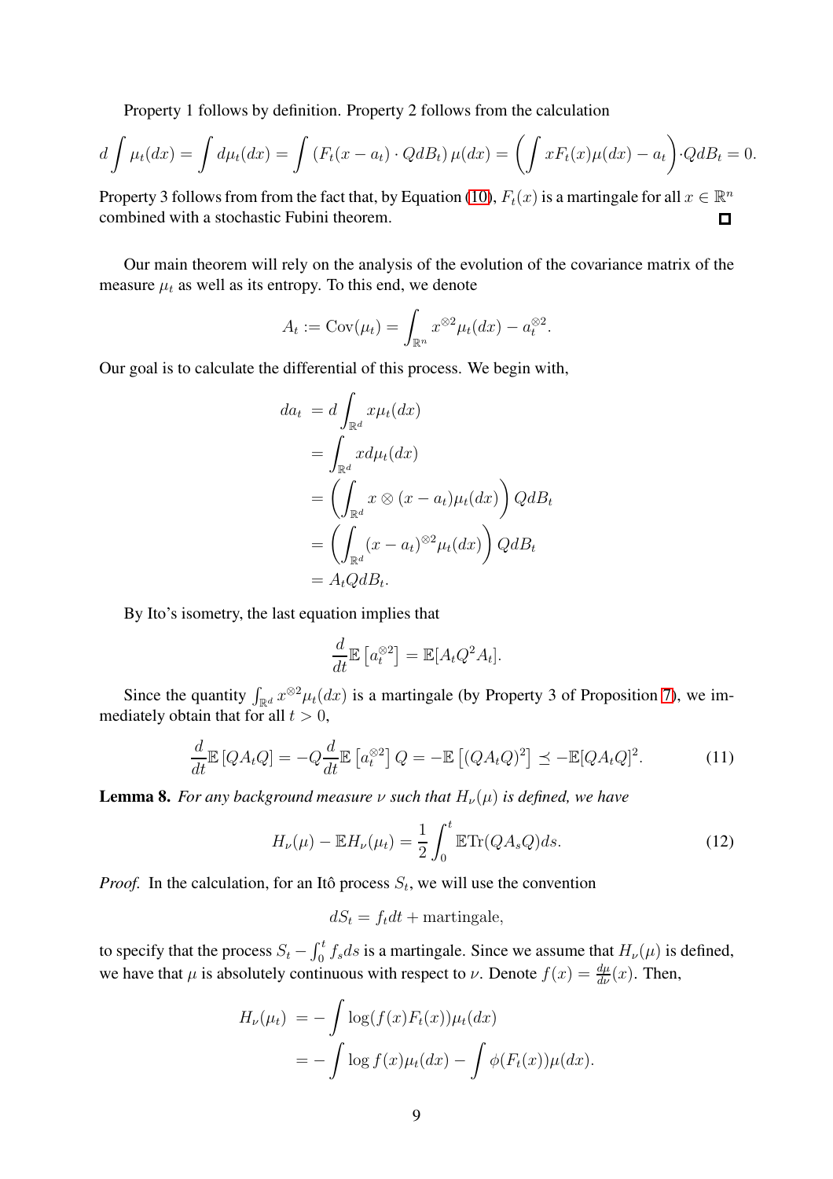Property 1 follows by definition. Property 2 follows from the calculation

$$d \int \mu_t(dx) = \int d\mu_t(dx) = \int \left(F_t(x - a_t) \cdot Q dB_t\right) \mu(dx) = \left( \int x F_t(x) \mu(dx) - a_t \right) \cdot Q dB_t = 0.$$

Property 3 follows from from the fact that, by Equation (10), $F_t(x)$ is a martingale for all $x \in \mathbb{R}^n$ combined with a stochastic Fubini theorem. ∎

Our main theorem will rely on the analysis of the evolution of the covariance matrix of the measure $\mu_t$ as well as its entropy. To this end, we denote

$$A_t := \mathrm{Cov}(\mu_t) = \int_{\mathbb{R}^n} x^{\otimes 2} \mu_t(dx) - a_t^{\otimes 2}.$$

Our goal is to calculate the differential of this process. We begin with,

$$\begin{aligned}
da_t &= d \int_{\mathbb{R}^d} x \mu_t(dx) \\
&= \int_{\mathbb{R}^d} x d\mu_t(dx) \\
&= \left( \int_{\mathbb{R}^d} x \otimes (x - a_t) \mu_t(dx) \right) Q dB_t \\
&= \left( \int_{\mathbb{R}^d} (x - a_t)^{\otimes 2} \mu_t(dx) \right) Q dB_t \\
&= A_t Q dB_t.
\end{aligned}$$

By Ito's isometry, the last equation implies that

$$\frac{d}{dt} \mathbb{E}\left[a_t^{\otimes 2}\right] = \mathbb{E}[A_t Q^2 A_t].$$

Since the quantity $\int_{\mathbb{R}^d} x^{\otimes 2} \mu_t(dx)$ is a martingale (by Property 3 of Proposition 7), we immediately obtain that for all $t > 0$,

$$\frac{d}{dt} \mathbb{E}\left[Q A_t Q\right] = -Q \frac{d}{dt} \mathbb{E}\left[a_t^{\otimes 2}\right] Q = -\mathbb{E}\left[(Q A_t Q)^2\right] \preceq -\mathbb{E}[Q A_t Q]^2. \tag{11}$$

**Lemma 8.** *For any background measure $\nu$ such that $H_\nu(\mu)$ is defined, we have*

$$H_\nu(\mu) - \mathbb{E} H_\nu(\mu_t) = \frac{1}{2} \int_0^t \mathbb{E} \mathrm{Tr}(Q A_s Q) ds. \tag{12}$$

*Proof.* In the calculation, for an Itô process $S_t$, we will use the convention

$$dS_t = f_t dt + \text{martingale},$$

to specify that the process $S_t - \int_0^t f_s ds$ is a martingale. Since we assume that $H_\nu(\mu)$ is defined, we have that $\mu$ is absolutely continuous with respect to $\nu$. Denote $f(x) = \frac{d\mu}{d\nu}(x)$. Then,

$$\begin{aligned}
H_\nu(\mu_t) &= - \int \log(f(x) F_t(x)) \mu_t(dx) \\
&= - \int \log f(x) \mu_t(dx) - \int \phi(F_t(x)) \mu(dx).
\end{aligned}$$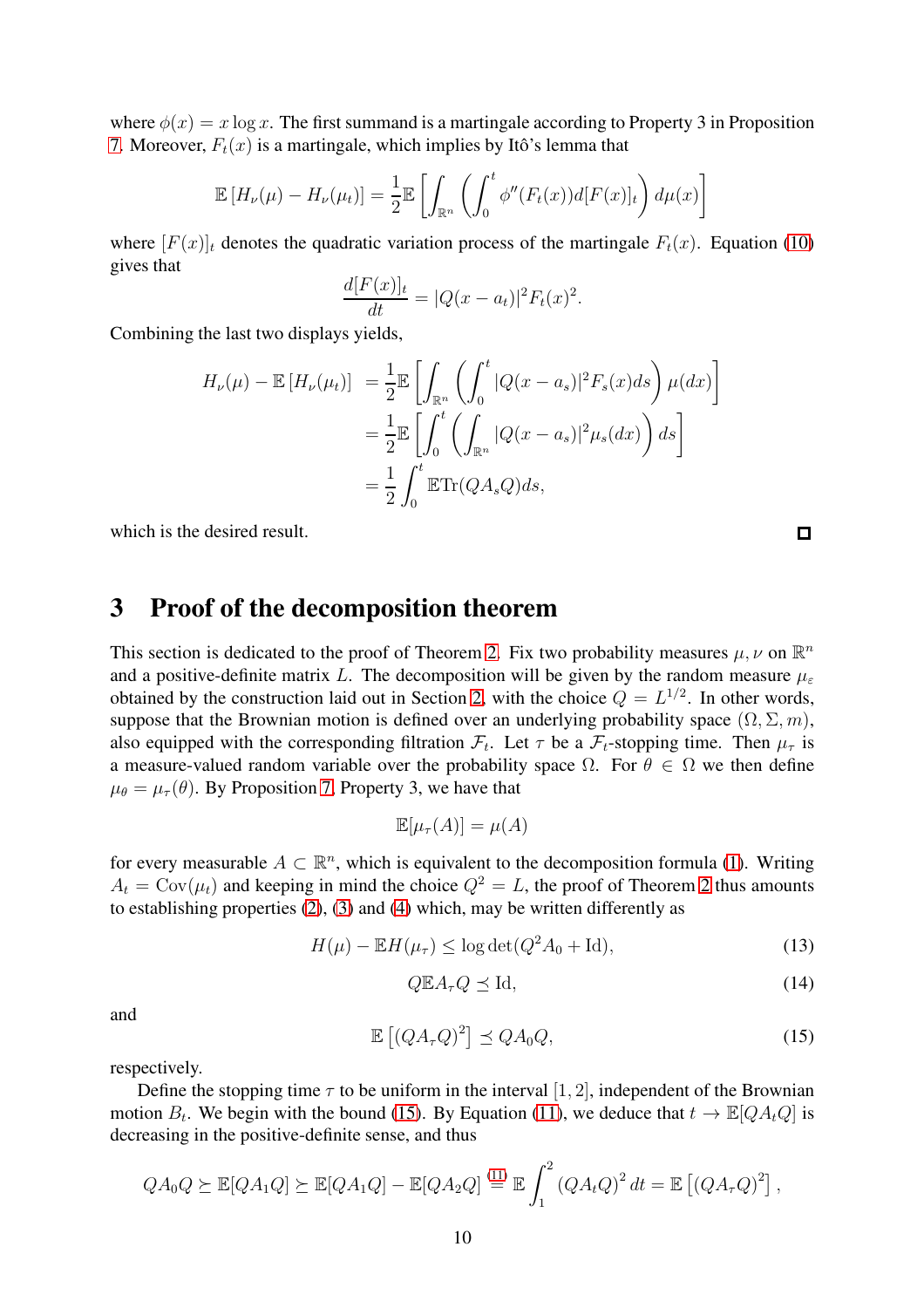where $\phi(x) = x \log x$. The first summand is a martingale according to Property 3 in Proposition 7. Moreover, $F_t(x)$ is a martingale, which implies by Itô's lemma that

$$\mathbb{E}\left[H_\nu(\mu) - H_\nu(\mu_t)\right] = \frac{1}{2}\mathbb{E}\left[\int_{\mathbb{R}^n} \left(\int_0^t \phi''(F_t(x)) d[F(x)]_t\right) d\mu(x)\right]$$

where $[F(x)]_t$ denotes the quadratic variation process of the martingale $F_t(x)$. Equation (10) gives that

$$\frac{d[F(x)]_t}{dt} = |Q(x - a_t)|^2 F_t(x)^2.$$

Combining the last two displays yields,

$$\begin{aligned}
H_\nu(\mu) - \mathbb{E}\left[H_\nu(\mu_t)\right] &= \frac{1}{2}\mathbb{E}\left[\int_{\mathbb{R}^n} \left(\int_0^t |Q(x - a_s)|^2 F_s(x) ds\right) \mu(dx)\right] \\
&= \frac{1}{2}\mathbb{E}\left[\int_0^t \left(\int_{\mathbb{R}^n} |Q(x - a_s)|^2 \mu_s(dx)\right) ds\right] \\
&= \frac{1}{2}\int_0^t \mathbb{E}\mathrm{Tr}(QA_sQ) ds,
\end{aligned}$$

which is the desired result. ∎

# 3 Proof of the decomposition theorem

This section is dedicated to the proof of Theorem 2. Fix two probability measures $\mu, \nu$ on $\mathbb{R}^n$ and a positive-definite matrix $L$. The decomposition will be given by the random measure $\mu_\varepsilon$ obtained by the construction laid out in Section 2, with the choice $Q = L^{1/2}$. In other words, suppose that the Brownian motion is defined over an underlying probability space $(\Omega, \Sigma, m)$, also equipped with the corresponding filtration $\mathcal{F}_t$. Let $\tau$ be a $\mathcal{F}_t$-stopping time. Then $\mu_\tau$ is a measure-valued random variable over the probability space $\Omega$. For $\theta \in \Omega$ we then define $\mu_\theta = \mu_\tau(\theta)$. By Proposition 7, Property 3, we have that

$$\mathbb{E}[\mu_\tau(A)] = \mu(A)$$

for every measurable $A \subset \mathbb{R}^n$, which is equivalent to the decomposition formula (1). Writing $A_t = \mathrm{Cov}(\mu_t)$ and keeping in mind the choice $Q^2 = L$, the proof of Theorem 2 thus amounts to establishing properties (2), (3) and (4) which, may be written differently as

$$H(\mu) - \mathbb{E}H(\mu_\tau) \leq \log\det(Q^2 A_0 + \mathrm{Id}), \tag{13}$$

$$Q\mathbb{E}A_\tau Q \preceq \mathrm{Id}, \tag{14}$$

and

$$\mathbb{E}\left[(QA_\tau Q)^2\right] \preceq QA_0Q, \tag{15}$$

respectively.

Define the stopping time $\tau$ to be uniform in the interval $[1, 2]$, independent of the Brownian motion $B_t$. We begin with the bound (15). By Equation (11), we deduce that $t \to \mathbb{E}[QA_tQ]$ is decreasing in the positive-definite sense, and thus

$$QA_0Q \succeq \mathbb{E}[QA_1Q] \succeq \mathbb{E}[QA_1Q] - \mathbb{E}[QA_2Q] \overset{(11)}{=} \mathbb{E}\int_1^2 (QA_tQ)^2 dt = \mathbb{E}\left[(QA_\tau Q)^2\right],$$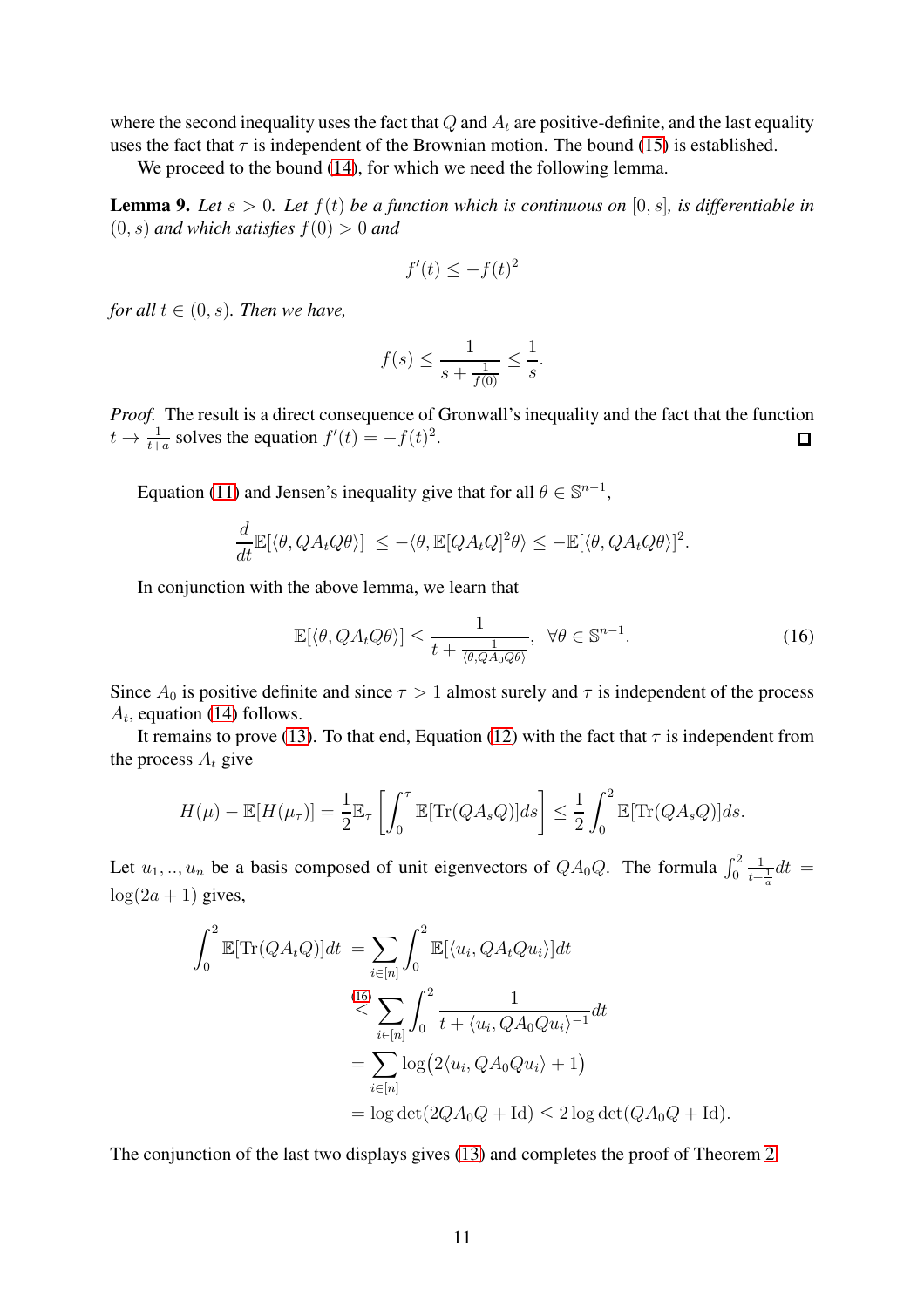where the second inequality uses the fact that $Q$ and $A_t$ are positive-definite, and the last equality uses the fact that $\tau$ is independent of the Brownian motion. The bound (15) is established.

We proceed to the bound (14), for which we need the following lemma.

**Lemma 9.** *Let $s > 0$. Let $f(t)$ be a function which is continuous on $[0, s]$, is differentiable in $(0, s)$ and which satisfies $f(0) > 0$ and*

$$f'(t) \leq -f(t)^2$$

*for all $t \in (0, s)$. Then we have,*

$$f(s) \leq \frac{1}{s + \frac{1}{f(0)}} \leq \frac{1}{s}.$$

*Proof.* The result is a direct consequence of Gronwall's inequality and the fact that the function $t \to \frac{1}{t+a}$ solves the equation $f'(t) = -f(t)^2$. $\square$

Equation (11) and Jensen's inequality give that for all $\theta \in \mathbb{S}^{n-1}$,

$$\frac{d}{dt}\mathbb{E}[\langle \theta, QA_tQ\theta\rangle] \leq -\langle \theta, \mathbb{E}[QA_tQ]^2\theta\rangle \leq -\mathbb{E}[\langle \theta, QA_tQ\theta\rangle]^2.$$

In conjunction with the above lemma, we learn that

$$\mathbb{E}[\langle \theta, QA_tQ\theta\rangle] \leq \frac{1}{t + \frac{1}{\langle \theta, QA_0Q\theta\rangle}}, \quad \forall \theta \in \mathbb{S}^{n-1}. \tag{16}$$

Since $A_0$ is positive definite and since $\tau > 1$ almost surely and $\tau$ is independent of the process $A_t$, equation (14) follows.

It remains to prove (13). To that end, Equation (12) with the fact that $\tau$ is independent from the process $A_t$ give

$$H(\mu) - \mathbb{E}[H(\mu_\tau)] = \frac{1}{2}\mathbb{E}_\tau\left[\int_0^\tau \mathbb{E}[\mathrm{Tr}(QA_sQ)]ds\right] \leq \frac{1}{2}\int_0^2 \mathbb{E}[\mathrm{Tr}(QA_sQ)]ds.$$

Let $u_1, .., u_n$ be a basis composed of unit eigenvectors of $QA_0Q$. The formula $\int_0^2 \frac{1}{t+\frac{1}{a}}dt = \log(2a+1)$ gives,

$$\begin{aligned}
\int_0^2 \mathbb{E}[\mathrm{Tr}(QA_tQ)]dt &= \sum_{i\in[n]}\int_0^2 \mathbb{E}[\langle u_i, QA_tQu_i\rangle]dt \\
&\overset{(16)}{\leq} \sum_{i\in[n]}\int_0^2 \frac{1}{t + \langle u_i, QA_0Qu_i\rangle^{-1}}dt \\
&= \sum_{i\in[n]}\log\big(2\langle u_i, QA_0Qu_i\rangle + 1\big) \\
&= \log\det(2QA_0Q + \mathrm{Id}) \leq 2\log\det(QA_0Q + \mathrm{Id}).
\end{aligned}$$

The conjunction of the last two displays gives (13) and completes the proof of Theorem 2.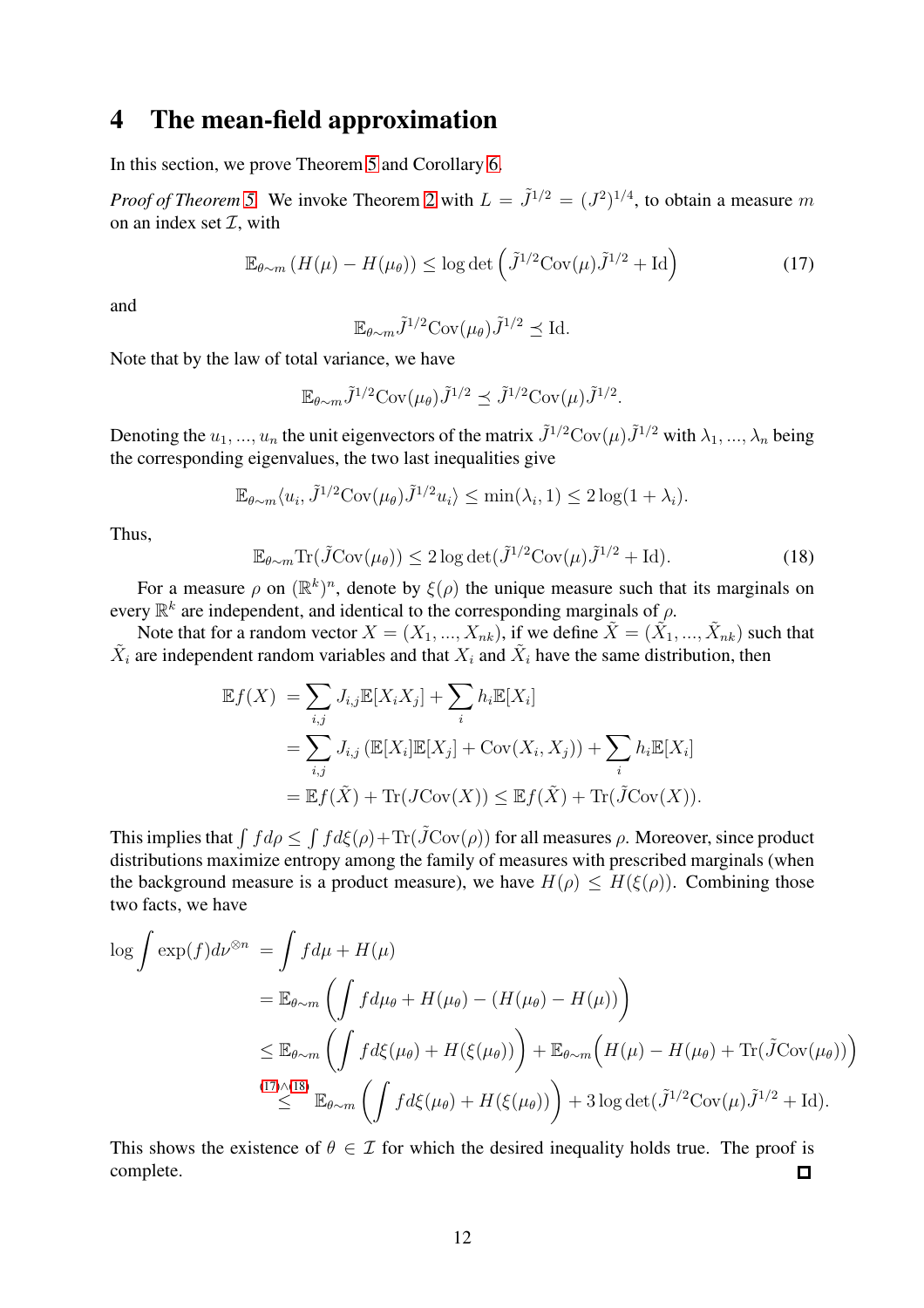## 4 The mean-field approximation

In this section, we prove Theorem 5 and Corollary 6.

*Proof of Theorem 5.* We invoke Theorem 2 with $L = \tilde{J}^{1/2} = (J^2)^{1/4}$, to obtain a measure $m$ on an index set $\mathcal{I}$, with

$$\mathbb{E}_{\theta\sim m}\left(H(\mu) - H(\mu_\theta)\right) \le \log\det\left(\tilde{J}^{1/2}\mathrm{Cov}(\mu)\tilde{J}^{1/2} + \mathrm{Id}\right) \tag{17}$$

and

$$\mathbb{E}_{\theta\sim m}\tilde{J}^{1/2}\mathrm{Cov}(\mu_\theta)\tilde{J}^{1/2} \preceq \mathrm{Id}.$$

Note that by the law of total variance, we have

$$\mathbb{E}_{\theta\sim m}\tilde{J}^{1/2}\mathrm{Cov}(\mu_\theta)\tilde{J}^{1/2} \preceq \tilde{J}^{1/2}\mathrm{Cov}(\mu)\tilde{J}^{1/2}.$$

Denoting the $u_1, ..., u_n$ the unit eigenvectors of the matrix $\tilde{J}^{1/2}\mathrm{Cov}(\mu)\tilde{J}^{1/2}$ with $\lambda_1, ..., \lambda_n$ being the corresponding eigenvalues, the two last inequalities give

$$\mathbb{E}_{\theta\sim m}\langle u_i, \tilde{J}^{1/2}\mathrm{Cov}(\mu_\theta)\tilde{J}^{1/2}u_i\rangle \le \min(\lambda_i, 1) \le 2\log(1+\lambda_i).$$

Thus,

$$\mathbb{E}_{\theta\sim m}\mathrm{Tr}(\tilde{J}\mathrm{Cov}(\mu_\theta)) \le 2\log\det(\tilde{J}^{1/2}\mathrm{Cov}(\mu)\tilde{J}^{1/2} + \mathrm{Id}). \tag{18}$$

For a measure $\rho$ on $(\mathbb{R}^k)^n$, denote by $\xi(\rho)$ the unique measure such that its marginals on every $\mathbb{R}^k$ are independent, and identical to the corresponding marginals of $\rho$.

Note that for a random vector $X = (X_1, ..., X_{nk})$, if we define $\tilde{X} = (\tilde{X}_1, ..., \tilde{X}_{nk})$ such that $\tilde{X}_i$ are independent random variables and that $X_i$ and $\tilde{X}_i$ have the same distribution, then

$$\begin{aligned}
\mathbb{E}f(X) &= \sum_{i,j} J_{i,j}\mathbb{E}[X_iX_j] + \sum_i h_i\mathbb{E}[X_i] \\
&= \sum_{i,j} J_{i,j}\left(\mathbb{E}[X_i]\mathbb{E}[X_j] + \mathrm{Cov}(X_i, X_j)\right) + \sum_i h_i\mathbb{E}[X_i] \\
&= \mathbb{E}f(\tilde{X}) + \mathrm{Tr}(J\mathrm{Cov}(X)) \le \mathbb{E}f(\tilde{X}) + \mathrm{Tr}(\tilde{J}\mathrm{Cov}(X)).
\end{aligned}$$

This implies that $\int f d\rho \le \int f d\xi(\rho) + \mathrm{Tr}(\tilde{J}\mathrm{Cov}(\rho))$ for all measures $\rho$. Moreover, since product distributions maximize entropy among the family of measures with prescribed marginals (when the background measure is a product measure), we have $H(\rho) \le H(\xi(\rho))$. Combining those two facts, we have

$$\begin{aligned}
\log\int\exp(f)d\nu^{\otimes n} &= \int f d\mu + H(\mu) \\
&= \mathbb{E}_{\theta\sim m}\left(\int f d\mu_\theta + H(\mu_\theta) - (H(\mu_\theta) - H(\mu))\right) \\
&\le \mathbb{E}_{\theta\sim m}\left(\int f d\xi(\mu_\theta) + H(\xi(\mu_\theta))\right) + \mathbb{E}_{\theta\sim m}\Big(H(\mu) - H(\mu_\theta) + \mathrm{Tr}(\tilde{J}\mathrm{Cov}(\mu_\theta))\Big) \\
&\overset{(17)\wedge(18)}{\le} \mathbb{E}_{\theta\sim m}\left(\int f d\xi(\mu_\theta) + H(\xi(\mu_\theta))\right) + 3\log\det(\tilde{J}^{1/2}\mathrm{Cov}(\mu)\tilde{J}^{1/2} + \mathrm{Id}).
\end{aligned}$$

This shows the existence of $\theta \in \mathcal{I}$ for which the desired inequality holds true. The proof is complete. ◻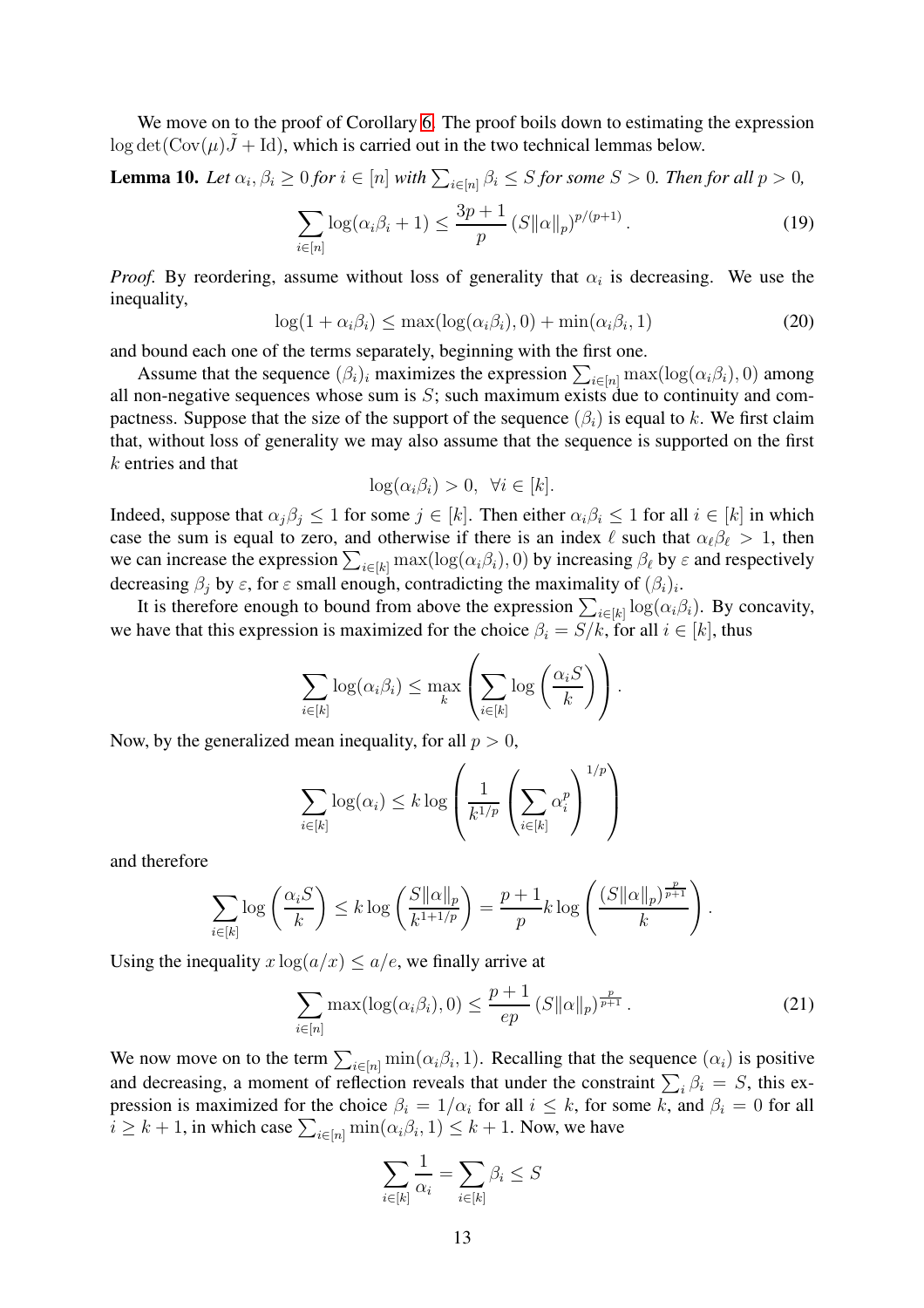We move on to the proof of Corollary 6. The proof boils down to estimating the expression $\log\det(\mathrm{Cov}(\mu)\tilde{J} + \mathrm{Id})$, which is carried out in the two technical lemmas below.

**Lemma 10.** *Let $\alpha_i, \beta_i \geq 0$ for $i \in [n]$ with $\sum_{i\in[n]} \beta_i \leq S$ for some $S > 0$. Then for all $p > 0$,*

$$\sum_{i\in[n]} \log(\alpha_i\beta_i + 1) \leq \frac{3p+1}{p}\left(S\|\alpha\|_p\right)^{p/(p+1)}. \tag{19}$$

*Proof.* By reordering, assume without loss of generality that $\alpha_i$ is decreasing. We use the inequality,

$$\log(1+\alpha_i\beta_i) \leq \max(\log(\alpha_i\beta_i), 0) + \min(\alpha_i\beta_i, 1) \tag{20}$$

and bound each one of the terms separately, beginning with the first one.

Assume that the sequence $(\beta_i)_i$ maximizes the expression $\sum_{i\in[n]} \max(\log(\alpha_i\beta_i), 0)$ among all non-negative sequences whose sum is $S$; such maximum exists due to continuity and compactness. Suppose that the size of the support of the sequence $(\beta_i)$ is equal to $k$. We first claim that, without loss of generality we may also assume that the sequence is supported on the first $k$ entries and that

$$\log(\alpha_i\beta_i) > 0, \ \ \forall i \in [k].$$

Indeed, suppose that $\alpha_j\beta_j \leq 1$ for some $j \in [k]$. Then either $\alpha_i\beta_i \leq 1$ for all $i \in [k]$ in which case the sum is equal to zero, and otherwise if there is an index $\ell$ such that $\alpha_\ell\beta_\ell > 1$, then we can increase the expression $\sum_{i\in[k]} \max(\log(\alpha_i\beta_i), 0)$ by increasing $\beta_\ell$ by $\varepsilon$ and respectively decreasing $\beta_j$ by $\varepsilon$, for $\varepsilon$ small enough, contradicting the maximality of $(\beta_i)_i$.

It is therefore enough to bound from above the expression $\sum_{i\in[k]} \log(\alpha_i\beta_i)$. By concavity, we have that this expression is maximized for the choice $\beta_i = S/k$, for all $i \in [k]$, thus

$$\sum_{i\in[k]} \log(\alpha_i\beta_i) \leq \max_k \left(\sum_{i\in[k]} \log\left(\frac{\alpha_i S}{k}\right)\right).$$

Now, by the generalized mean inequality, for all $p > 0$,

$$\sum_{i\in[k]} \log(\alpha_i) \leq k \log\left(\frac{1}{k^{1/p}}\left(\sum_{i\in[k]} \alpha_i^p\right)^{1/p}\right)$$

and therefore

$$\sum_{i\in[k]} \log\left(\frac{\alpha_i S}{k}\right) \leq k\log\left(\frac{S\|\alpha\|_p}{k^{1+1/p}}\right) = \frac{p+1}{p} k \log\left(\frac{(S\|\alpha\|_p)^{\frac{p}{p+1}}}{k}\right).$$

Using the inequality $x\log(a/x) \leq a/e$, we finally arrive at

$$\sum_{i\in[n]} \max(\log(\alpha_i\beta_i), 0) \leq \frac{p+1}{ep}\left(S\|\alpha\|_p\right)^{\frac{p}{p+1}}. \tag{21}$$

We now move on to the term $\sum_{i\in[n]} \min(\alpha_i\beta_i, 1)$. Recalling that the sequence $(\alpha_i)$ is positive and decreasing, a moment of reflection reveals that under the constraint $\sum_i \beta_i = S$, this expression is maximized for the choice $\beta_i = 1/\alpha_i$ for all $i \leq k$, for some $k$, and $\beta_i = 0$ for all $i \geq k+1$, in which case $\sum_{i\in[n]} \min(\alpha_i\beta_i, 1) \leq k+1$. Now, we have

$$\sum_{i\in[k]} \frac{1}{\alpha_i} = \sum_{i\in[k]} \beta_i \leq S$$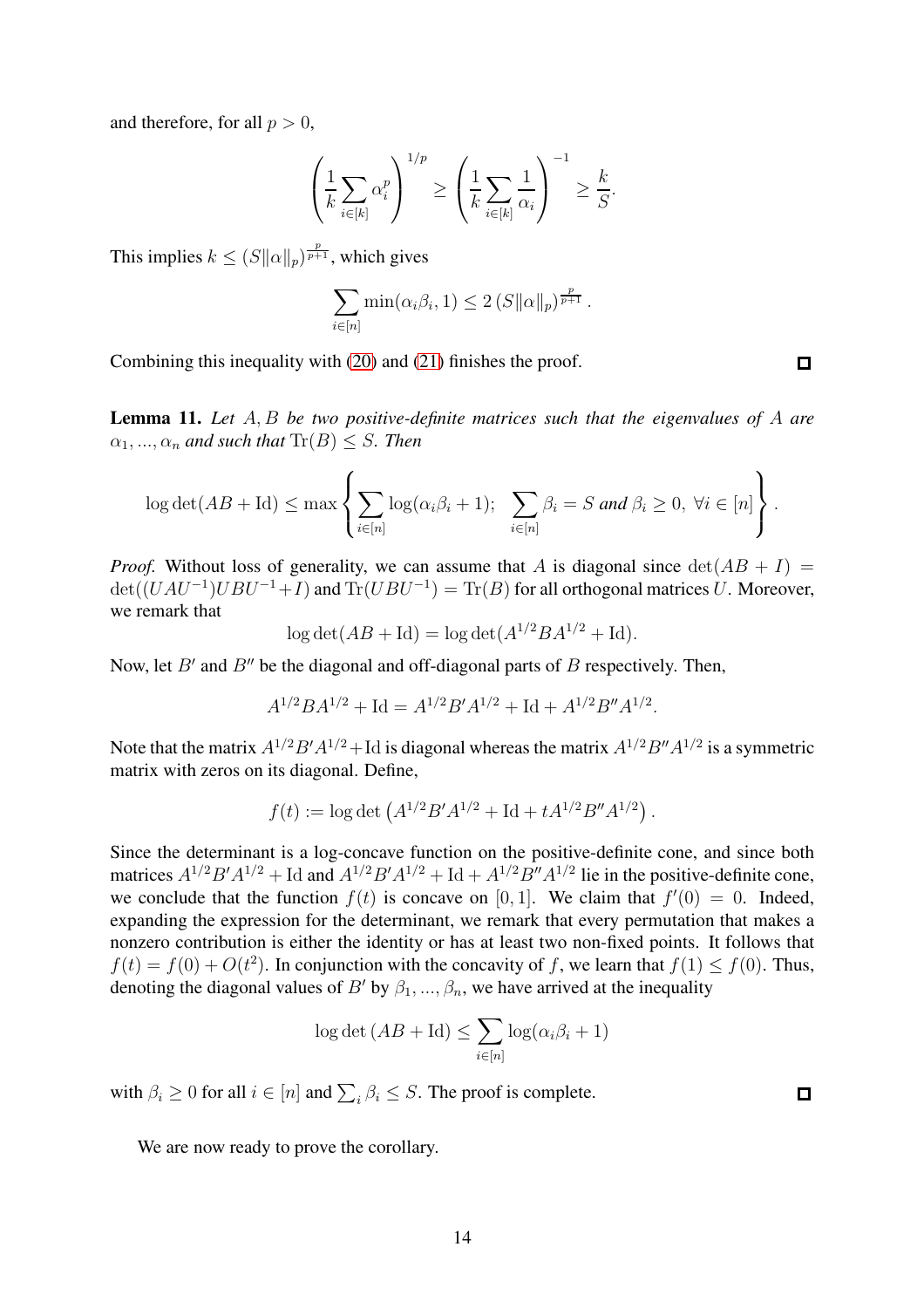and therefore, for all $p > 0$,

$$\left(\frac{1}{k}\sum_{i\in[k]}\alpha_i^p\right)^{1/p} \geq \left(\frac{1}{k}\sum_{i\in[k]}\frac{1}{\alpha_i}\right)^{-1} \geq \frac{k}{S}.$$

This implies $k \leq (S\|\alpha\|_p)^{\frac{p}{p+1}}$, which gives

$$\sum_{i\in[n]}\min(\alpha_i\beta_i, 1) \leq 2\left(S\|\alpha\|_p\right)^{\frac{p}{p+1}}.$$

Combining this inequality with (20) and (21) finishes the proof. ◻

**Lemma 11.** *Let $A, B$ be two positive-definite matrices such that the eigenvalues of $A$ are $\alpha_1, ..., \alpha_n$ and such that $\mathrm{Tr}(B) \leq S$. Then*

$$\log\det(AB + \mathrm{Id}) \leq \max\left\{\sum_{i\in[n]}\log(\alpha_i\beta_i + 1);\ \sum_{i\in[n]}\beta_i = S \text{ and } \beta_i \geq 0,\ \forall i \in [n]\right\}.$$

*Proof.* Without loss of generality, we can assume that $A$ is diagonal since $\det(AB + I) = \det((UAU^{-1})UBU^{-1} + I)$ and $\mathrm{Tr}(UBU^{-1}) = \mathrm{Tr}(B)$ for all orthogonal matrices $U$. Moreover, we remark that

$$\log\det(AB + \mathrm{Id}) = \log\det(A^{1/2}BA^{1/2} + \mathrm{Id}).$$

Now, let $B'$ and $B''$ be the diagonal and off-diagonal parts of $B$ respectively. Then,

$$A^{1/2}BA^{1/2} + \mathrm{Id} = A^{1/2}B'A^{1/2} + \mathrm{Id} + A^{1/2}B''A^{1/2}.$$

Note that the matrix $A^{1/2}B'A^{1/2} + \mathrm{Id}$ is diagonal whereas the matrix $A^{1/2}B''A^{1/2}$ is a symmetric matrix with zeros on its diagonal. Define,

$$f(t) := \log\det\left(A^{1/2}B'A^{1/2} + \mathrm{Id} + tA^{1/2}B''A^{1/2}\right).$$

Since the determinant is a log-concave function on the positive-definite cone, and since both matrices $A^{1/2}B'A^{1/2} + \mathrm{Id}$ and $A^{1/2}B'A^{1/2} + \mathrm{Id} + A^{1/2}B''A^{1/2}$ lie in the positive-definite cone, we conclude that the function $f(t)$ is concave on $[0, 1]$. We claim that $f'(0) = 0$. Indeed, expanding the expression for the determinant, we remark that every permutation that makes a nonzero contribution is either the identity or has at least two non-fixed points. It follows that $f(t) = f(0) + O(t^2)$. In conjunction with the concavity of $f$, we learn that $f(1) \leq f(0)$. Thus, denoting the diagonal values of $B'$ by $\beta_1, ..., \beta_n$, we have arrived at the inequality

$$\log\det\left(AB + \mathrm{Id}\right) \leq \sum_{i\in[n]}\log(\alpha_i\beta_i + 1)$$

with $\beta_i \geq 0$ for all $i \in [n]$ and $\sum_i \beta_i \leq S$. The proof is complete. ◻

We are now ready to prove the corollary.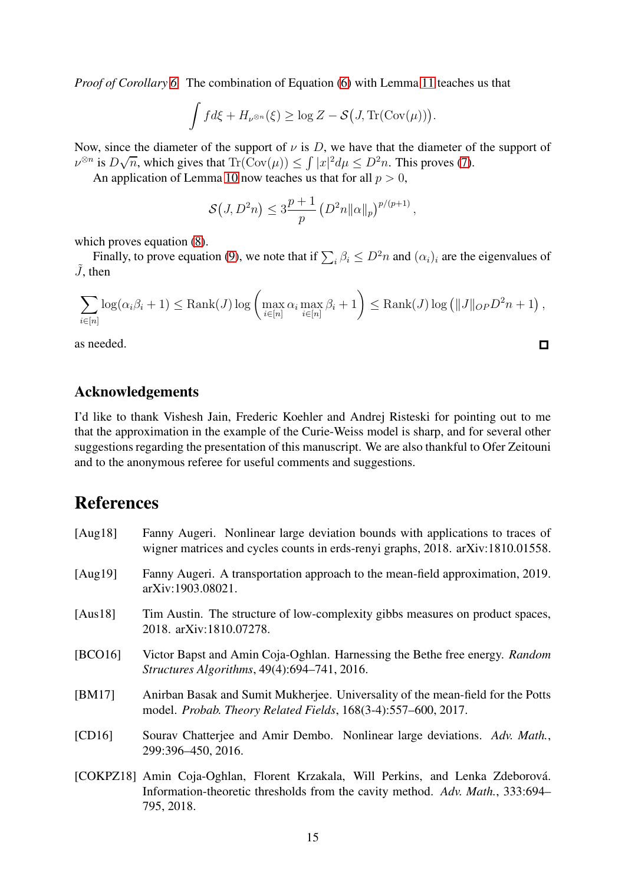*Proof of Corollary 6.* The combination of Equation (6) with Lemma 11 teaches us that

$$\int f d\xi + H_{\nu^{\otimes n}}(\xi) \geq \log Z - \mathcal{S}\big(J, \mathrm{Tr}(\mathrm{Cov}(\mu))\big).$$

Now, since the diameter of the support of $\nu$ is $D$, we have that the diameter of the support of $\nu^{\otimes n}$ is $D\sqrt{n}$, which gives that $\mathrm{Tr}(\mathrm{Cov}(\mu)) \leq \int |x|^2 d\mu \leq D^2 n$. This proves (7).

An application of Lemma 10 now teaches us that for all $p > 0$,

$$\mathcal{S}\big(J, D^2 n\big) \leq 3\frac{p+1}{p}\left(D^2 n \|\alpha\|_p\right)^{p/(p+1)},$$

which proves equation (8).

Finally, to prove equation (9), we note that if $\sum_i \beta_i \leq D^2 n$ and $(\alpha_i)_i$ are the eigenvalues of $\tilde{J}$, then

$$\sum_{i\in[n]} \log(\alpha_i \beta_i + 1) \leq \mathrm{Rank}(J) \log\left(\max_{i\in[n]} \alpha_i \max_{i\in[n]} \beta_i + 1\right) \leq \mathrm{Rank}(J)\log\left(\|J\|_{OP} D^2 n + 1\right),$$

as needed. ◻

## Acknowledgements

I'd like to thank Vishesh Jain, Frederic Koehler and Andrej Risteski for pointing out to me that the approximation in the example of the Curie-Weiss model is sharp, and for several other suggestions regarding the presentation of this manuscript. We are also thankful to Ofer Zeitouni and to the anonymous referee for useful comments and suggestions.

# References

[Aug18] Fanny Augeri. Nonlinear large deviation bounds with applications to traces of wigner matrices and cycles counts in erds-renyi graphs, 2018. arXiv:1810.01558.

[Aug19] Fanny Augeri. A transportation approach to the mean-field approximation, 2019. arXiv:1903.08021.

[Aus18] Tim Austin. The structure of low-complexity gibbs measures on product spaces, 2018. arXiv:1810.07278.

[BCO16] Victor Bapst and Amin Coja-Oghlan. Harnessing the Bethe free energy. *Random Structures Algorithms*, 49(4):694–741, 2016.

[BM17] Anirban Basak and Sumit Mukherjee. Universality of the mean-field for the Potts model. *Probab. Theory Related Fields*, 168(3-4):557–600, 2017.

[CD16] Sourav Chatterjee and Amir Dembo. Nonlinear large deviations. *Adv. Math.*, 299:396–450, 2016.

[COKPZ18] Amin Coja-Oghlan, Florent Krzakala, Will Perkins, and Lenka Zdeborová. Information-theoretic thresholds from the cavity method. *Adv. Math.*, 333:694–795, 2018.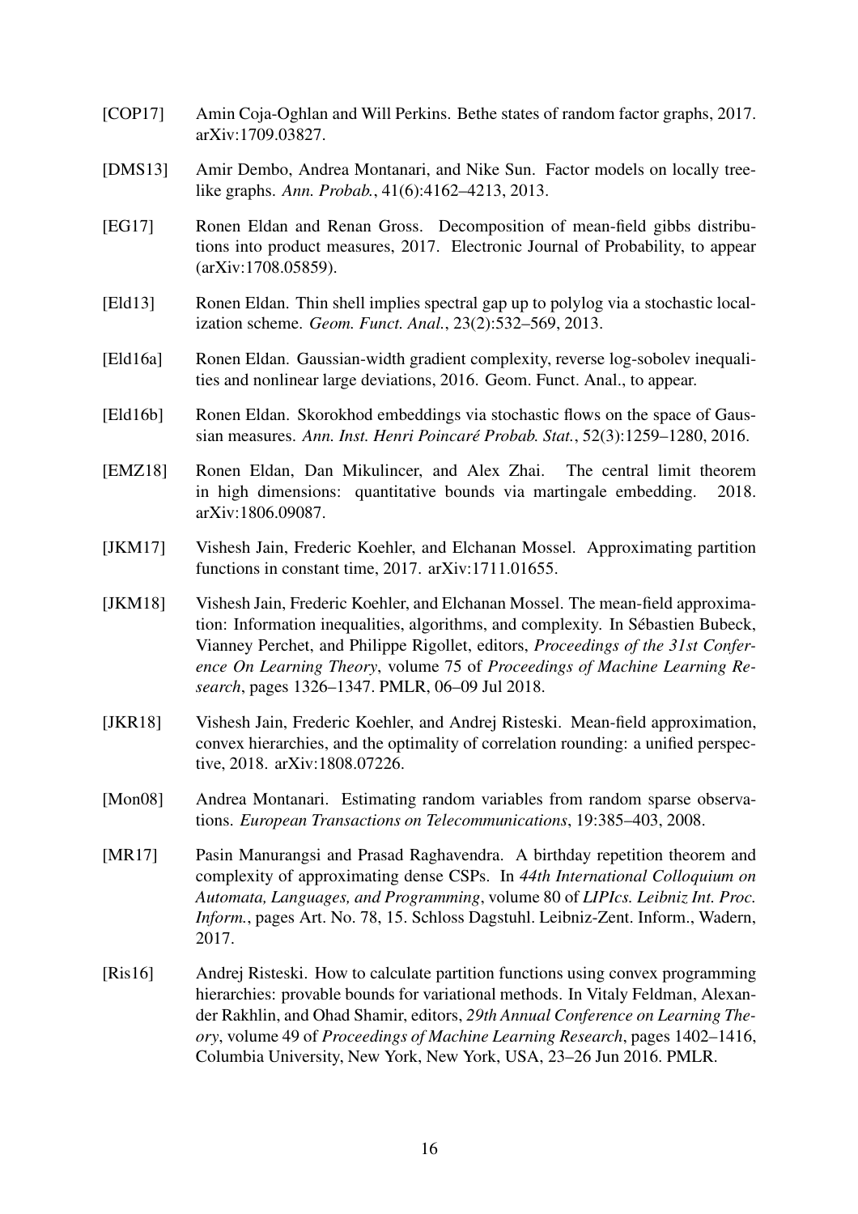[COP17] Amin Coja-Oghlan and Will Perkins. Bethe states of random factor graphs, 2017. arXiv:1709.03827.

[DMS13] Amir Dembo, Andrea Montanari, and Nike Sun. Factor models on locally tree-like graphs. *Ann. Probab.*, 41(6):4162–4213, 2013.

[EG17] Ronen Eldan and Renan Gross. Decomposition of mean-field gibbs distributions into product measures, 2017. Electronic Journal of Probability, to appear (arXiv:1708.05859).

[Eld13] Ronen Eldan. Thin shell implies spectral gap up to polylog via a stochastic localization scheme. *Geom. Funct. Anal.*, 23(2):532–569, 2013.

[Eld16a] Ronen Eldan. Gaussian-width gradient complexity, reverse log-sobolev inequalities and nonlinear large deviations, 2016. Geom. Funct. Anal., to appear.

[Eld16b] Ronen Eldan. Skorokhod embeddings via stochastic flows on the space of Gaussian measures. *Ann. Inst. Henri Poincaré Probab. Stat.*, 52(3):1259–1280, 2016.

[EMZ18] Ronen Eldan, Dan Mikulincer, and Alex Zhai. The central limit theorem in high dimensions: quantitative bounds via martingale embedding. 2018. arXiv:1806.09087.

[JKM17] Vishesh Jain, Frederic Koehler, and Elchanan Mossel. Approximating partition functions in constant time, 2017. arXiv:1711.01655.

[JKM18] Vishesh Jain, Frederic Koehler, and Elchanan Mossel. The mean-field approximation: Information inequalities, algorithms, and complexity. In Sébastien Bubeck, Vianney Perchet, and Philippe Rigollet, editors, *Proceedings of the 31st Conference On Learning Theory*, volume 75 of *Proceedings of Machine Learning Research*, pages 1326–1347. PMLR, 06–09 Jul 2018.

[JKR18] Vishesh Jain, Frederic Koehler, and Andrej Risteski. Mean-field approximation, convex hierarchies, and the optimality of correlation rounding: a unified perspective, 2018. arXiv:1808.07226.

[Mon08] Andrea Montanari. Estimating random variables from random sparse observations. *European Transactions on Telecommunications*, 19:385–403, 2008.

[MR17] Pasin Manurangsi and Prasad Raghavendra. A birthday repetition theorem and complexity of approximating dense CSPs. In *44th International Colloquium on Automata, Languages, and Programming*, volume 80 of *LIPIcs. Leibniz Int. Proc. Inform.*, pages Art. No. 78, 15. Schloss Dagstuhl. Leibniz-Zent. Inform., Wadern, 2017.

[Ris16] Andrej Risteski. How to calculate partition functions using convex programming hierarchies: provable bounds for variational methods. In Vitaly Feldman, Alexander Rakhlin, and Ohad Shamir, editors, *29th Annual Conference on Learning Theory*, volume 49 of *Proceedings of Machine Learning Research*, pages 1402–1416, Columbia University, New York, New York, USA, 23–26 Jun 2016. PMLR.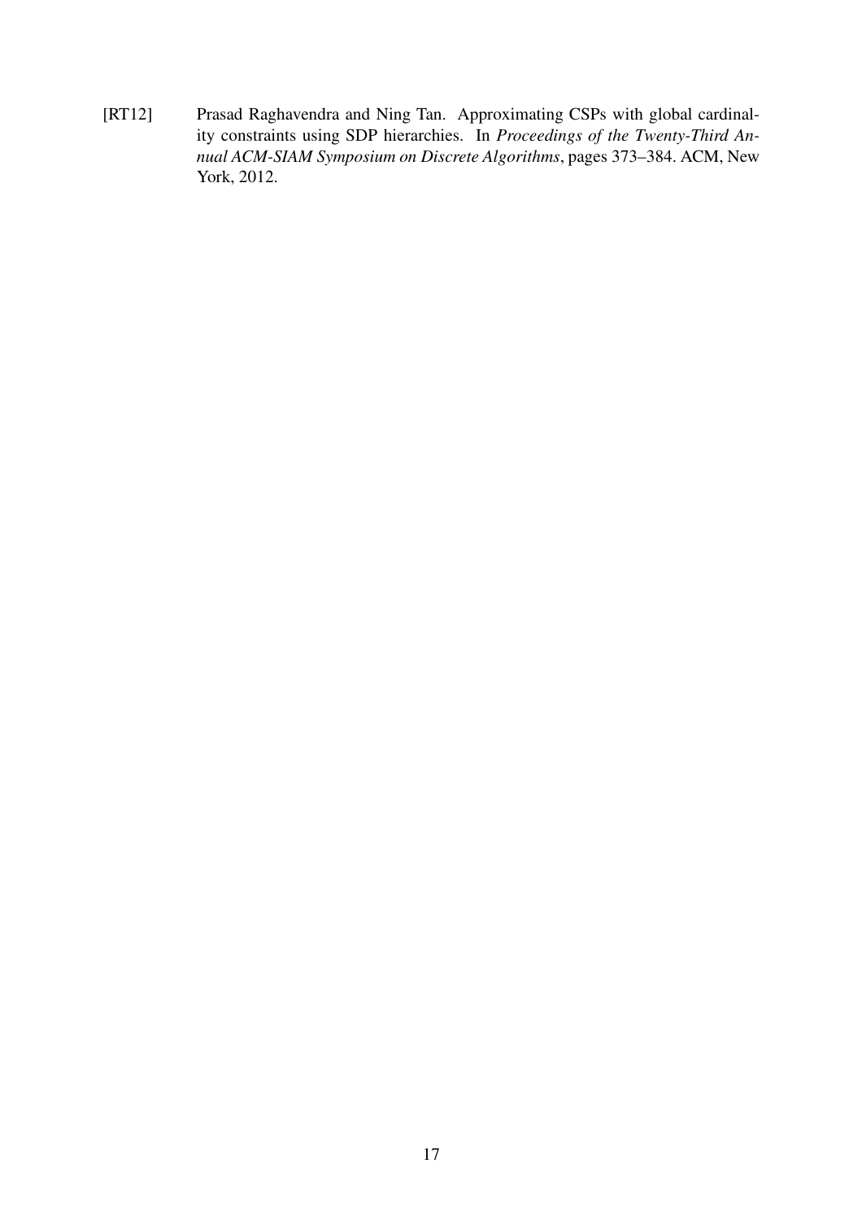[RT12] Prasad Raghavendra and Ning Tan. Approximating CSPs with global cardinality constraints using SDP hierarchies. In *Proceedings of the Twenty-Third Annual ACM-SIAM Symposium on Discrete Algorithms*, pages 373–384. ACM, New York, 2012.